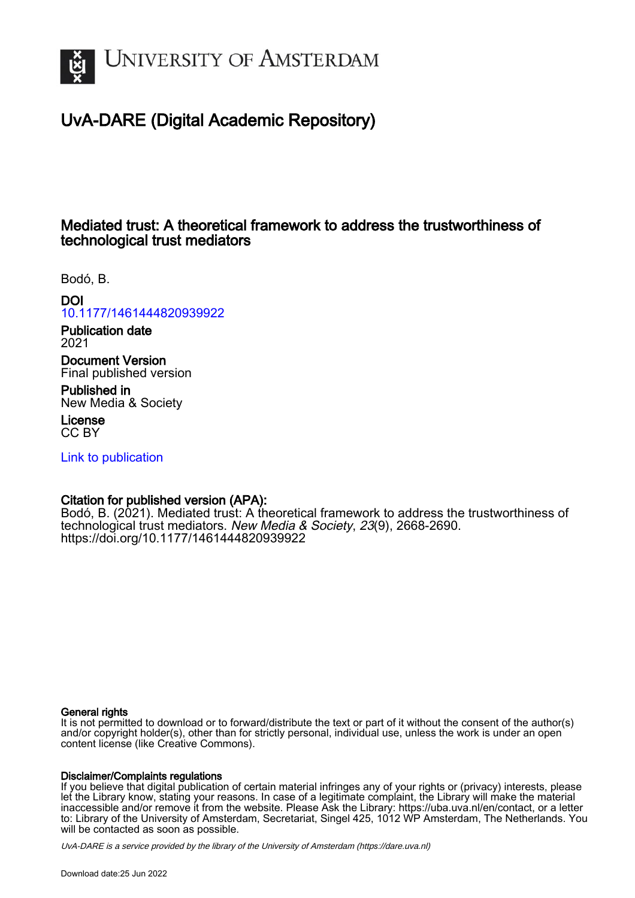University of Amsterdam

# UvA-DARE (Digital Academic Repository)

## Mediated trust: A theoretical framework to address the trustworthiness of technological trust mediators

Bodó, B.

**DOI**
10.1177/1461444820939922

**Publication date**
2021

**Document Version**
Final published version

**Published in**
New Media & Society

**License**
CC BY

Link to publication

**Citation for published version (APA):**
Bodó, B. (2021). Mediated trust: A theoretical framework to address the trustworthiness of technological trust mediators. *New Media & Society*, *23*(9), 2668-2690. https://doi.org/10.1177/1461444820939922

**General rights**
It is not permitted to download or to forward/distribute the text or part of it without the consent of the author(s) and/or copyright holder(s), other than for strictly personal, individual use, unless the work is under an open content license (like Creative Commons).

**Disclaimer/Complaints regulations**
If you believe that digital publication of certain material infringes any of your rights or (privacy) interests, please let the Library know, stating your reasons. In case of a legitimate complaint, the Library will make the material inaccessible and/or remove it from the website. Please Ask the Library: https://uba.uva.nl/en/contact, or a letter to: Library of the University of Amsterdam, Secretariat, Singel 425, 1012 WP Amsterdam, The Netherlands. You will be contacted as soon as possible.

*UvA-DARE is a service provided by the library of the University of Amsterdam (https://dare.uva.nl)*

Download date:25 Jun 2022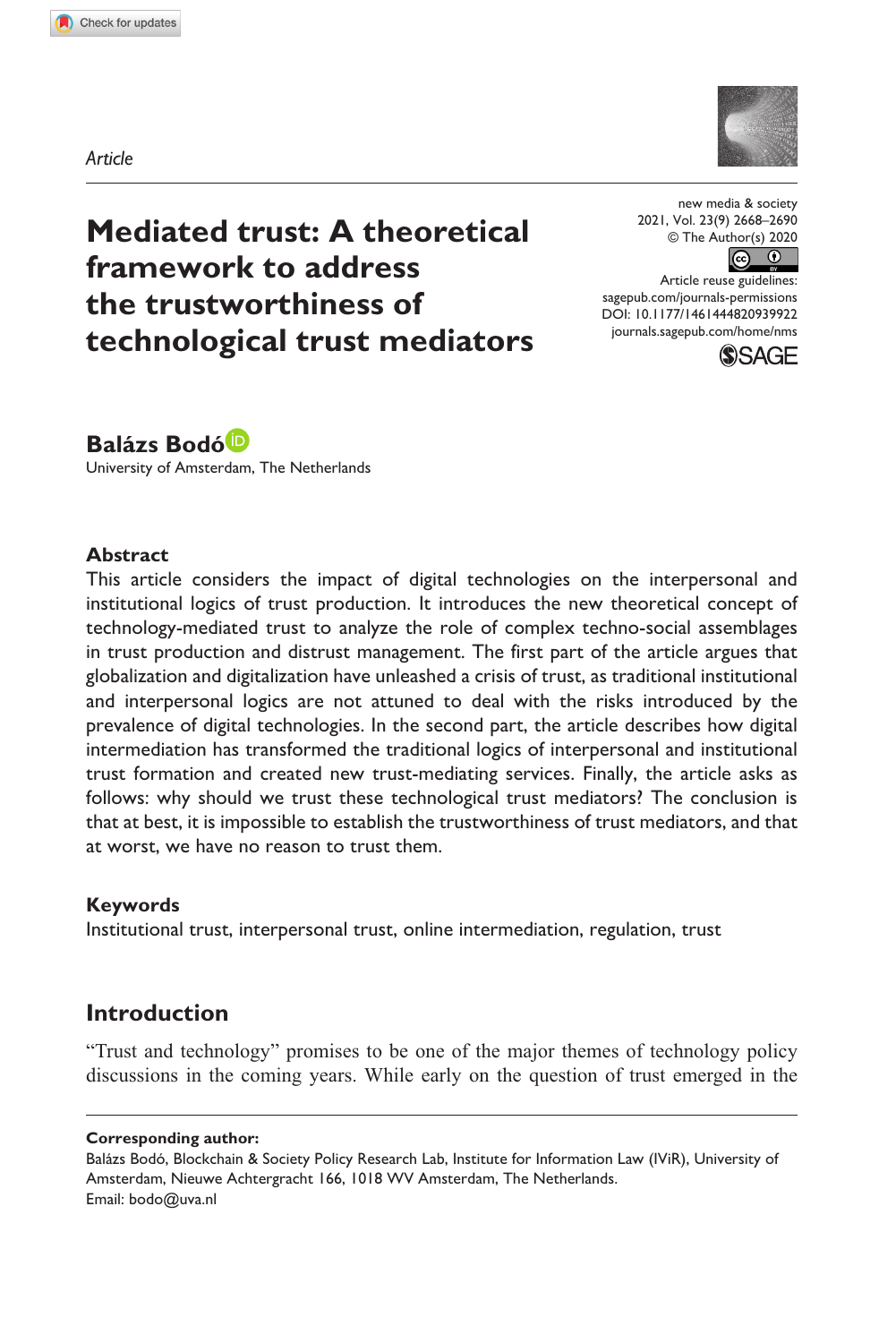Article

# Mediated trust: A theoretical framework to address the trustworthiness of technological trust mediators

**Balázs Bodó**

University of Amsterdam, The Netherlands

## Abstract

This article considers the impact of digital technologies on the interpersonal and institutional logics of trust production. It introduces the new theoretical concept of technology-mediated trust to analyze the role of complex techno-social assemblages in trust production and distrust management. The first part of the article argues that globalization and digitalization have unleashed a crisis of trust, as traditional institutional and interpersonal logics are not attuned to deal with the risks introduced by the prevalence of digital technologies. In the second part, the article describes how digital intermediation has transformed the traditional logics of interpersonal and institutional trust formation and created new trust-mediating services. Finally, the article asks as follows: why should we trust these technological trust mediators? The conclusion is that at best, it is impossible to establish the trustworthiness of trust mediators, and that at worst, we have no reason to trust them.

## Keywords

Institutional trust, interpersonal trust, online intermediation, regulation, trust

## Introduction

"Trust and technology" promises to be one of the major themes of technology policy discussions in the coming years. While early on the question of trust emerged in the

**Corresponding author:**

Balázs Bodó, Blockchain & Society Policy Research Lab, Institute for Information Law (IViR), University of Amsterdam, Nieuwe Achtergracht 166, 1018 WV Amsterdam, The Netherlands.
Email: bodo@uva.nl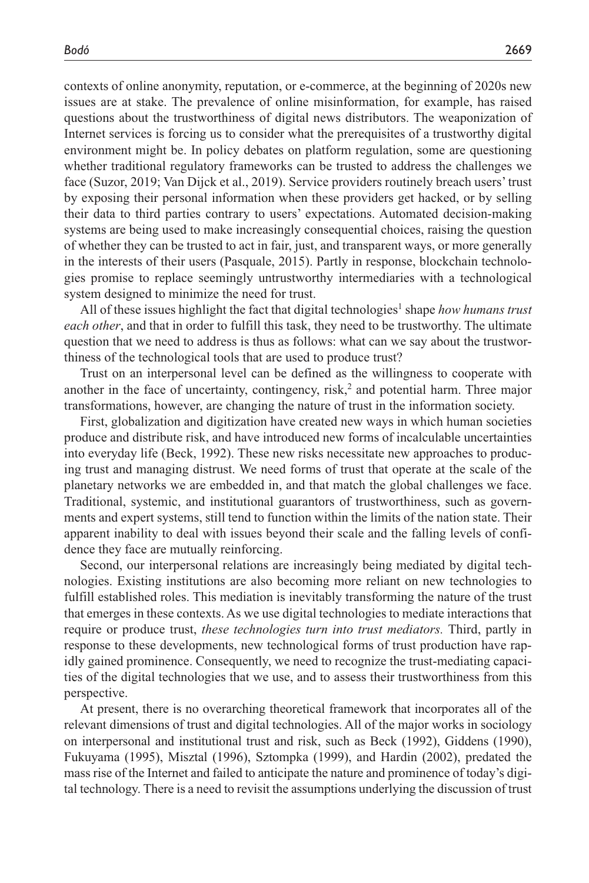contexts of online anonymity, reputation, or e-commerce, at the beginning of 2020s new issues are at stake. The prevalence of online misinformation, for example, has raised questions about the trustworthiness of digital news distributors. The weaponization of Internet services is forcing us to consider what the prerequisites of a trustworthy digital environment might be. In policy debates on platform regulation, some are questioning whether traditional regulatory frameworks can be trusted to address the challenges we face (Suzor, 2019; Van Dijck et al., 2019). Service providers routinely breach users' trust by exposing their personal information when these providers get hacked, or by selling their data to third parties contrary to users' expectations. Automated decision-making systems are being used to make increasingly consequential choices, raising the question of whether they can be trusted to act in fair, just, and transparent ways, or more generally in the interests of their users (Pasquale, 2015). Partly in response, blockchain technologies promise to replace seemingly untrustworthy intermediaries with a technological system designed to minimize the need for trust.

All of these issues highlight the fact that digital technologies[1] shape *how humans trust each other*, and that in order to fulfill this task, they need to be trustworthy. The ultimate question that we need to address is thus as follows: what can we say about the trustworthiness of the technological tools that are used to produce trust?

Trust on an interpersonal level can be defined as the willingness to cooperate with another in the face of uncertainty, contingency, risk,[2] and potential harm. Three major transformations, however, are changing the nature of trust in the information society.

First, globalization and digitization have created new ways in which human societies produce and distribute risk, and have introduced new forms of incalculable uncertainties into everyday life (Beck, 1992). These new risks necessitate new approaches to producing trust and managing distrust. We need forms of trust that operate at the scale of the planetary networks we are embedded in, and that match the global challenges we face. Traditional, systemic, and institutional guarantors of trustworthiness, such as governments and expert systems, still tend to function within the limits of the nation state. Their apparent inability to deal with issues beyond their scale and the falling levels of confidence they face are mutually reinforcing.

Second, our interpersonal relations are increasingly being mediated by digital technologies. Existing institutions are also becoming more reliant on new technologies to fulfill established roles. This mediation is inevitably transforming the nature of the trust that emerges in these contexts. As we use digital technologies to mediate interactions that require or produce trust, *these technologies turn into trust mediators.* Third, partly in response to these developments, new technological forms of trust production have rapidly gained prominence. Consequently, we need to recognize the trust-mediating capacities of the digital technologies that we use, and to assess their trustworthiness from this perspective.

At present, there is no overarching theoretical framework that incorporates all of the relevant dimensions of trust and digital technologies. All of the major works in sociology on interpersonal and institutional trust and risk, such as Beck (1992), Giddens (1990), Fukuyama (1995), Misztal (1996), Sztompka (1999), and Hardin (2002), predated the mass rise of the Internet and failed to anticipate the nature and prominence of today's digital technology. There is a need to revisit the assumptions underlying the discussion of trust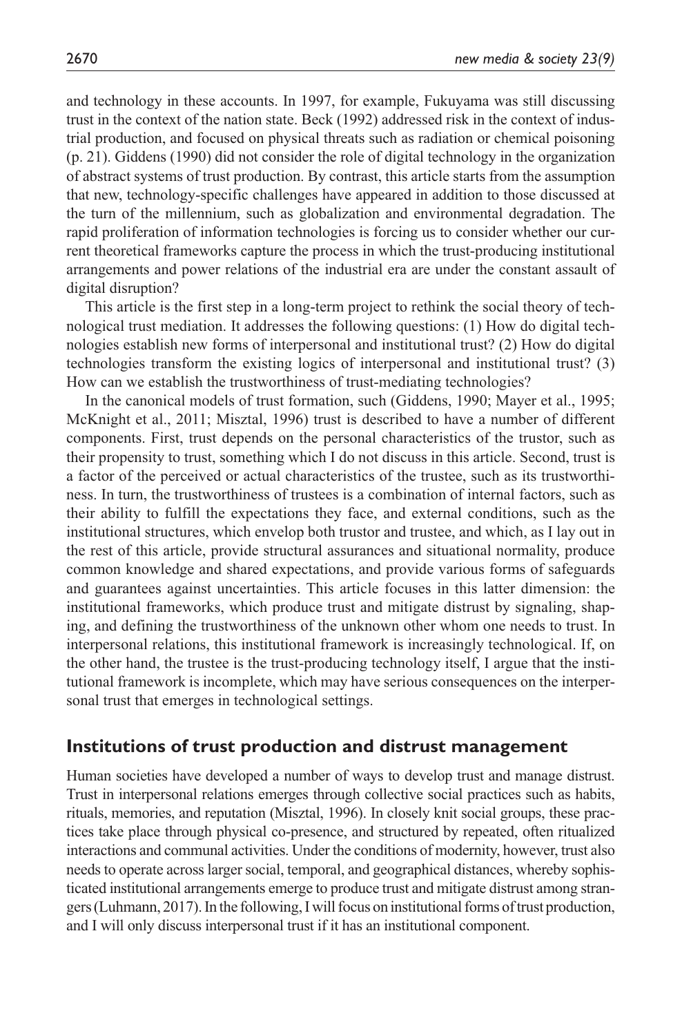and technology in these accounts. In 1997, for example, Fukuyama was still discussing trust in the context of the nation state. Beck (1992) addressed risk in the context of industrial production, and focused on physical threats such as radiation or chemical poisoning (p. 21). Giddens (1990) did not consider the role of digital technology in the organization of abstract systems of trust production. By contrast, this article starts from the assumption that new, technology-specific challenges have appeared in addition to those discussed at the turn of the millennium, such as globalization and environmental degradation. The rapid proliferation of information technologies is forcing us to consider whether our current theoretical frameworks capture the process in which the trust-producing institutional arrangements and power relations of the industrial era are under the constant assault of digital disruption?

This article is the first step in a long-term project to rethink the social theory of technological trust mediation. It addresses the following questions: (1) How do digital technologies establish new forms of interpersonal and institutional trust? (2) How do digital technologies transform the existing logics of interpersonal and institutional trust? (3) How can we establish the trustworthiness of trust-mediating technologies?

In the canonical models of trust formation, such (Giddens, 1990; Mayer et al., 1995; McKnight et al., 2011; Misztal, 1996) trust is described to have a number of different components. First, trust depends on the personal characteristics of the trustor, such as their propensity to trust, something which I do not discuss in this article. Second, trust is a factor of the perceived or actual characteristics of the trustee, such as its trustworthiness. In turn, the trustworthiness of trustees is a combination of internal factors, such as their ability to fulfill the expectations they face, and external conditions, such as the institutional structures, which envelop both trustor and trustee, and which, as I lay out in the rest of this article, provide structural assurances and situational normality, produce common knowledge and shared expectations, and provide various forms of safeguards and guarantees against uncertainties. This article focuses in this latter dimension: the institutional frameworks, which produce trust and mitigate distrust by signaling, shaping, and defining the trustworthiness of the unknown other whom one needs to trust. In interpersonal relations, this institutional framework is increasingly technological. If, on the other hand, the trustee is the trust-producing technology itself, I argue that the institutional framework is incomplete, which may have serious consequences on the interpersonal trust that emerges in technological settings.

## Institutions of trust production and distrust management

Human societies have developed a number of ways to develop trust and manage distrust. Trust in interpersonal relations emerges through collective social practices such as habits, rituals, memories, and reputation (Misztal, 1996). In closely knit social groups, these practices take place through physical co-presence, and structured by repeated, often ritualized interactions and communal activities. Under the conditions of modernity, however, trust also needs to operate across larger social, temporal, and geographical distances, whereby sophisticated institutional arrangements emerge to produce trust and mitigate distrust among strangers (Luhmann, 2017). In the following, I will focus on institutional forms of trust production, and I will only discuss interpersonal trust if it has an institutional component.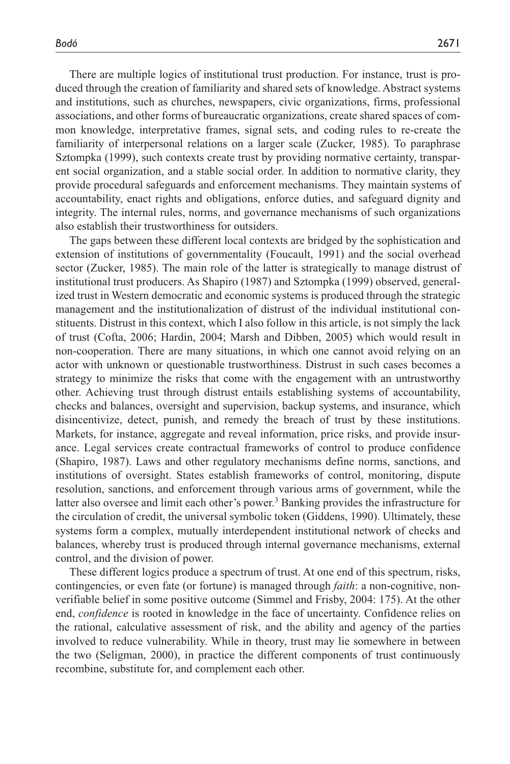There are multiple logics of institutional trust production. For instance, trust is produced through the creation of familiarity and shared sets of knowledge. Abstract systems and institutions, such as churches, newspapers, civic organizations, firms, professional associations, and other forms of bureaucratic organizations, create shared spaces of common knowledge, interpretative frames, signal sets, and coding rules to re-create the familiarity of interpersonal relations on a larger scale (Zucker, 1985). To paraphrase Sztompka (1999), such contexts create trust by providing normative certainty, transparent social organization, and a stable social order. In addition to normative clarity, they provide procedural safeguards and enforcement mechanisms. They maintain systems of accountability, enact rights and obligations, enforce duties, and safeguard dignity and integrity. The internal rules, norms, and governance mechanisms of such organizations also establish their trustworthiness for outsiders.

The gaps between these different local contexts are bridged by the sophistication and extension of institutions of governmentality (Foucault, 1991) and the social overhead sector (Zucker, 1985). The main role of the latter is strategically to manage distrust of institutional trust producers. As Shapiro (1987) and Sztompka (1999) observed, generalized trust in Western democratic and economic systems is produced through the strategic management and the institutionalization of distrust of the individual institutional constituents. Distrust in this context, which I also follow in this article, is not simply the lack of trust (Cofta, 2006; Hardin, 2004; Marsh and Dibben, 2005) which would result in non-cooperation. There are many situations, in which one cannot avoid relying on an actor with unknown or questionable trustworthiness. Distrust in such cases becomes a strategy to minimize the risks that come with the engagement with an untrustworthy other. Achieving trust through distrust entails establishing systems of accountability, checks and balances, oversight and supervision, backup systems, and insurance, which disincentivize, detect, punish, and remedy the breach of trust by these institutions. Markets, for instance, aggregate and reveal information, price risks, and provide insurance. Legal services create contractual frameworks of control to produce confidence (Shapiro, 1987). Laws and other regulatory mechanisms define norms, sanctions, and institutions of oversight. States establish frameworks of control, monitoring, dispute resolution, sanctions, and enforcement through various arms of government, while the latter also oversee and limit each other's power.[3] Banking provides the infrastructure for the circulation of credit, the universal symbolic token (Giddens, 1990). Ultimately, these systems form a complex, mutually interdependent institutional network of checks and balances, whereby trust is produced through internal governance mechanisms, external control, and the division of power.

These different logics produce a spectrum of trust. At one end of this spectrum, risks, contingencies, or even fate (or fortune) is managed through *faith*: a non-cognitive, non-verifiable belief in some positive outcome (Simmel and Frisby, 2004: 175). At the other end, *confidence* is rooted in knowledge in the face of uncertainty. Confidence relies on the rational, calculative assessment of risk, and the ability and agency of the parties involved to reduce vulnerability. While in theory, trust may lie somewhere in between the two (Seligman, 2000), in practice the different components of trust continuously recombine, substitute for, and complement each other.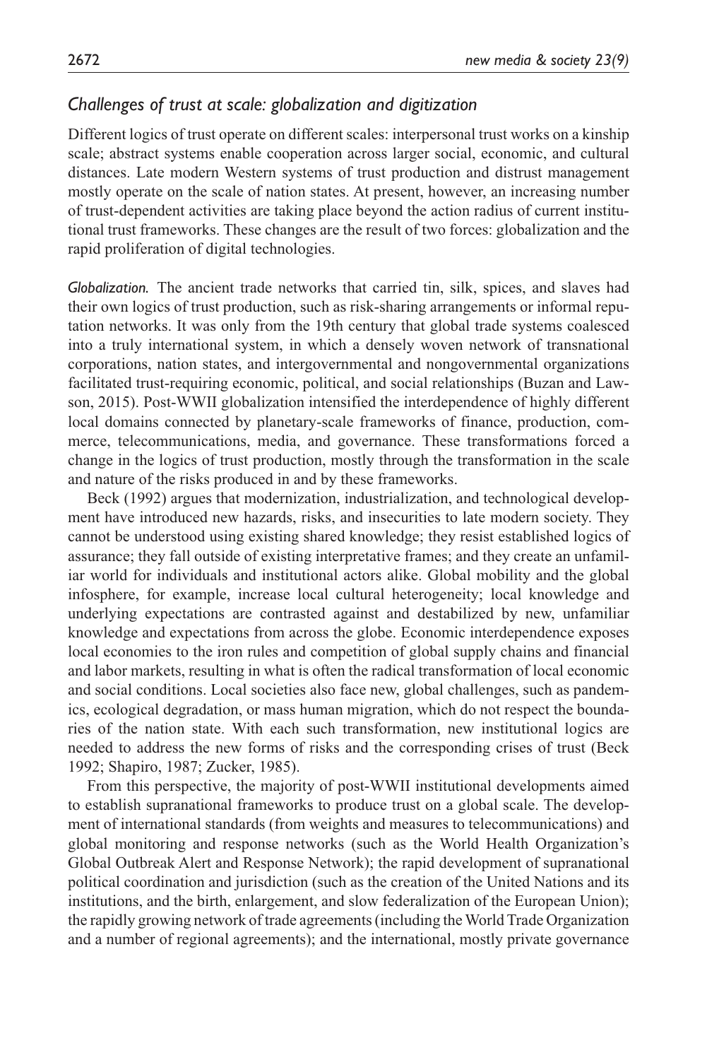### *Challenges of trust at scale: globalization and digitization*

Different logics of trust operate on different scales: interpersonal trust works on a kinship scale; abstract systems enable cooperation across larger social, economic, and cultural distances. Late modern Western systems of trust production and distrust management mostly operate on the scale of nation states. At present, however, an increasing number of trust-dependent activities are taking place beyond the action radius of current institutional trust frameworks. These changes are the result of two forces: globalization and the rapid proliferation of digital technologies.

*Globalization.* The ancient trade networks that carried tin, silk, spices, and slaves had their own logics of trust production, such as risk-sharing arrangements or informal reputation networks. It was only from the 19th century that global trade systems coalesced into a truly international system, in which a densely woven network of transnational corporations, nation states, and intergovernmental and nongovernmental organizations facilitated trust-requiring economic, political, and social relationships (Buzan and Lawson, 2015). Post-WWII globalization intensified the interdependence of highly different local domains connected by planetary-scale frameworks of finance, production, commerce, telecommunications, media, and governance. These transformations forced a change in the logics of trust production, mostly through the transformation in the scale and nature of the risks produced in and by these frameworks.

Beck (1992) argues that modernization, industrialization, and technological development have introduced new hazards, risks, and insecurities to late modern society. They cannot be understood using existing shared knowledge; they resist established logics of assurance; they fall outside of existing interpretative frames; and they create an unfamiliar world for individuals and institutional actors alike. Global mobility and the global infosphere, for example, increase local cultural heterogeneity; local knowledge and underlying expectations are contrasted against and destabilized by new, unfamiliar knowledge and expectations from across the globe. Economic interdependence exposes local economies to the iron rules and competition of global supply chains and financial and labor markets, resulting in what is often the radical transformation of local economic and social conditions. Local societies also face new, global challenges, such as pandemics, ecological degradation, or mass human migration, which do not respect the boundaries of the nation state. With each such transformation, new institutional logics are needed to address the new forms of risks and the corresponding crises of trust (Beck 1992; Shapiro, 1987; Zucker, 1985).

From this perspective, the majority of post-WWII institutional developments aimed to establish supranational frameworks to produce trust on a global scale. The development of international standards (from weights and measures to telecommunications) and global monitoring and response networks (such as the World Health Organization's Global Outbreak Alert and Response Network); the rapid development of supranational political coordination and jurisdiction (such as the creation of the United Nations and its institutions, and the birth, enlargement, and slow federalization of the European Union); the rapidly growing network of trade agreements (including the World Trade Organization and a number of regional agreements); and the international, mostly private governance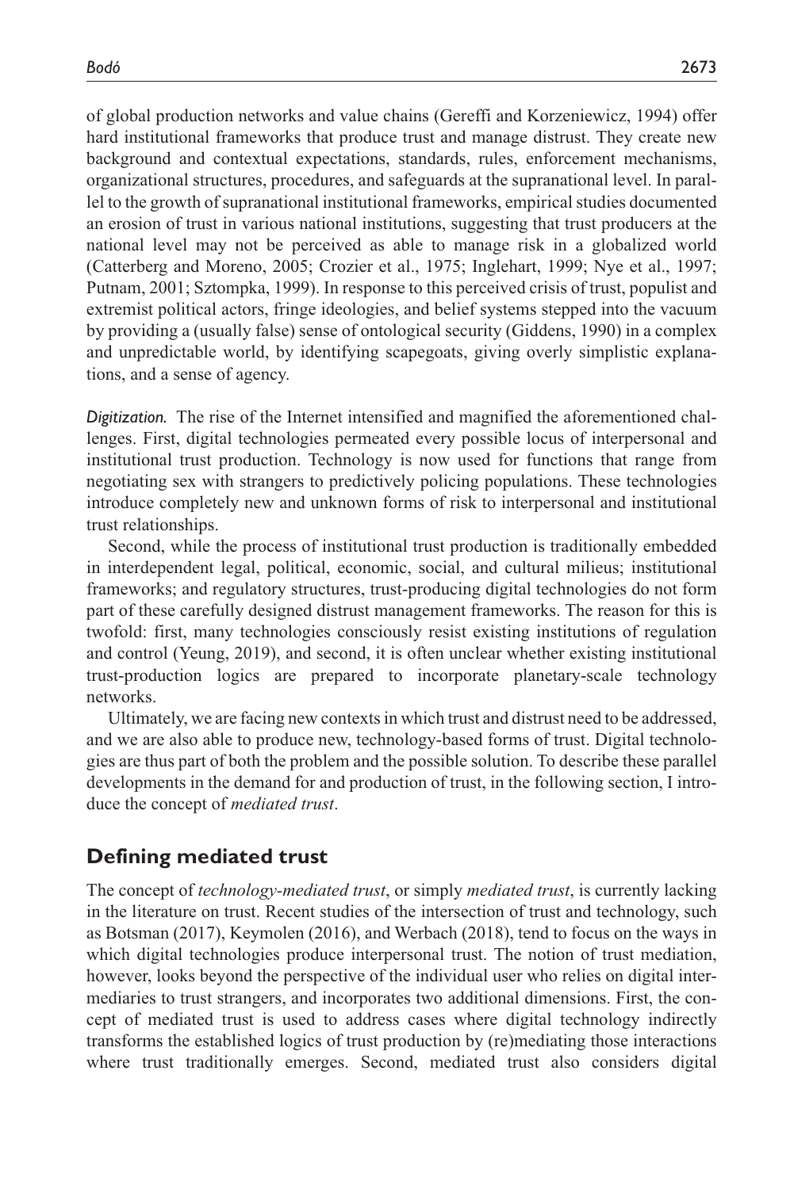of global production networks and value chains (Gereffi and Korzeniewicz, 1994) offer hard institutional frameworks that produce trust and manage distrust. They create new background and contextual expectations, standards, rules, enforcement mechanisms, organizational structures, procedures, and safeguards at the supranational level. In parallel to the growth of supranational institutional frameworks, empirical studies documented an erosion of trust in various national institutions, suggesting that trust producers at the national level may not be perceived as able to manage risk in a globalized world (Catterberg and Moreno, 2005; Crozier et al., 1975; Inglehart, 1999; Nye et al., 1997; Putnam, 2001; Sztompka, 1999). In response to this perceived crisis of trust, populist and extremist political actors, fringe ideologies, and belief systems stepped into the vacuum by providing a (usually false) sense of ontological security (Giddens, 1990) in a complex and unpredictable world, by identifying scapegoats, giving overly simplistic explanations, and a sense of agency.

*Digitization.* The rise of the Internet intensified and magnified the aforementioned challenges. First, digital technologies permeated every possible locus of interpersonal and institutional trust production. Technology is now used for functions that range from negotiating sex with strangers to predictively policing populations. These technologies introduce completely new and unknown forms of risk to interpersonal and institutional trust relationships.

Second, while the process of institutional trust production is traditionally embedded in interdependent legal, political, economic, social, and cultural milieus; institutional frameworks; and regulatory structures, trust-producing digital technologies do not form part of these carefully designed distrust management frameworks. The reason for this is twofold: first, many technologies consciously resist existing institutions of regulation and control (Yeung, 2019), and second, it is often unclear whether existing institutional trust-production logics are prepared to incorporate planetary-scale technology networks.

Ultimately, we are facing new contexts in which trust and distrust need to be addressed, and we are also able to produce new, technology-based forms of trust. Digital technologies are thus part of both the problem and the possible solution. To describe these parallel developments in the demand for and production of trust, in the following section, I introduce the concept of *mediated trust*.

## Defining mediated trust

The concept of *technology-mediated trust*, or simply *mediated trust*, is currently lacking in the literature on trust. Recent studies of the intersection of trust and technology, such as Botsman (2017), Keymolen (2016), and Werbach (2018), tend to focus on the ways in which digital technologies produce interpersonal trust. The notion of trust mediation, however, looks beyond the perspective of the individual user who relies on digital intermediaries to trust strangers, and incorporates two additional dimensions. First, the concept of mediated trust is used to address cases where digital technology indirectly transforms the established logics of trust production by (re)mediating those interactions where trust traditionally emerges. Second, mediated trust also considers digital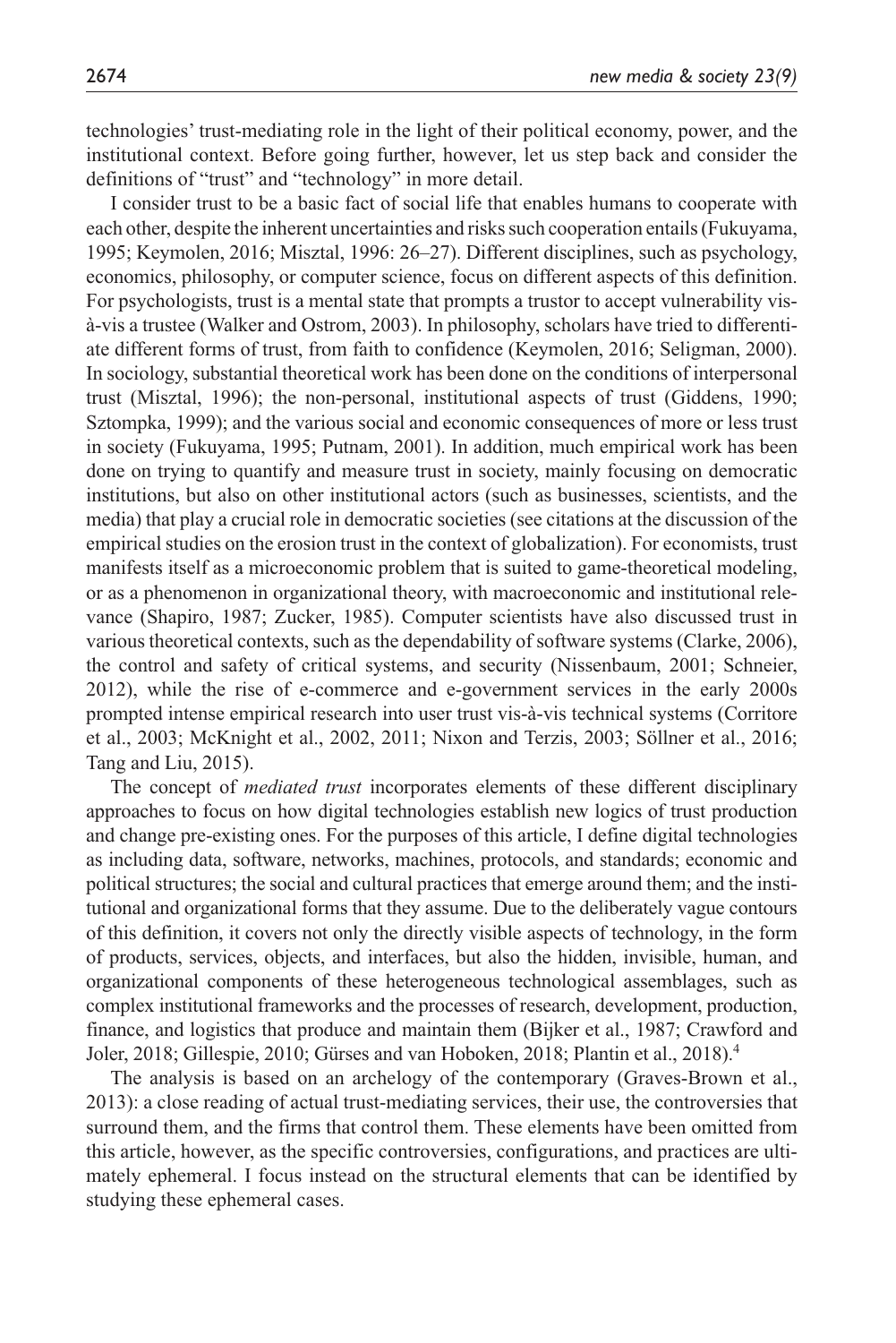technologies' trust-mediating role in the light of their political economy, power, and the institutional context. Before going further, however, let us step back and consider the definitions of "trust" and "technology" in more detail.

I consider trust to be a basic fact of social life that enables humans to cooperate with each other, despite the inherent uncertainties and risks such cooperation entails (Fukuyama, 1995; Keymolen, 2016; Misztal, 1996: 26–27). Different disciplines, such as psychology, economics, philosophy, or computer science, focus on different aspects of this definition. For psychologists, trust is a mental state that prompts a trustor to accept vulnerability vis-à-vis a trustee (Walker and Ostrom, 2003). In philosophy, scholars have tried to differentiate different forms of trust, from faith to confidence (Keymolen, 2016; Seligman, 2000). In sociology, substantial theoretical work has been done on the conditions of interpersonal trust (Misztal, 1996); the non-personal, institutional aspects of trust (Giddens, 1990; Sztompka, 1999); and the various social and economic consequences of more or less trust in society (Fukuyama, 1995; Putnam, 2001). In addition, much empirical work has been done on trying to quantify and measure trust in society, mainly focusing on democratic institutions, but also on other institutional actors (such as businesses, scientists, and the media) that play a crucial role in democratic societies (see citations at the discussion of the empirical studies on the erosion trust in the context of globalization). For economists, trust manifests itself as a microeconomic problem that is suited to game-theoretical modeling, or as a phenomenon in organizational theory, with macroeconomic and institutional relevance (Shapiro, 1987; Zucker, 1985). Computer scientists have also discussed trust in various theoretical contexts, such as the dependability of software systems (Clarke, 2006), the control and safety of critical systems, and security (Nissenbaum, 2001; Schneier, 2012), while the rise of e-commerce and e-government services in the early 2000s prompted intense empirical research into user trust vis-à-vis technical systems (Corritore et al., 2003; McKnight et al., 2002, 2011; Nixon and Terzis, 2003; Söllner et al., 2016; Tang and Liu, 2015).

The concept of *mediated trust* incorporates elements of these different disciplinary approaches to focus on how digital technologies establish new logics of trust production and change pre-existing ones. For the purposes of this article, I define digital technologies as including data, software, networks, machines, protocols, and standards; economic and political structures; the social and cultural practices that emerge around them; and the institutional and organizational forms that they assume. Due to the deliberately vague contours of this definition, it covers not only the directly visible aspects of technology, in the form of products, services, objects, and interfaces, but also the hidden, invisible, human, and organizational components of these heterogeneous technological assemblages, such as complex institutional frameworks and the processes of research, development, production, finance, and logistics that produce and maintain them (Bijker et al., 1987; Crawford and Joler, 2018; Gillespie, 2010; Gürses and van Hoboken, 2018; Plantin et al., 2018).[4]

The analysis is based on an archelogy of the contemporary (Graves-Brown et al., 2013): a close reading of actual trust-mediating services, their use, the controversies that surround them, and the firms that control them. These elements have been omitted from this article, however, as the specific controversies, configurations, and practices are ultimately ephemeral. I focus instead on the structural elements that can be identified by studying these ephemeral cases.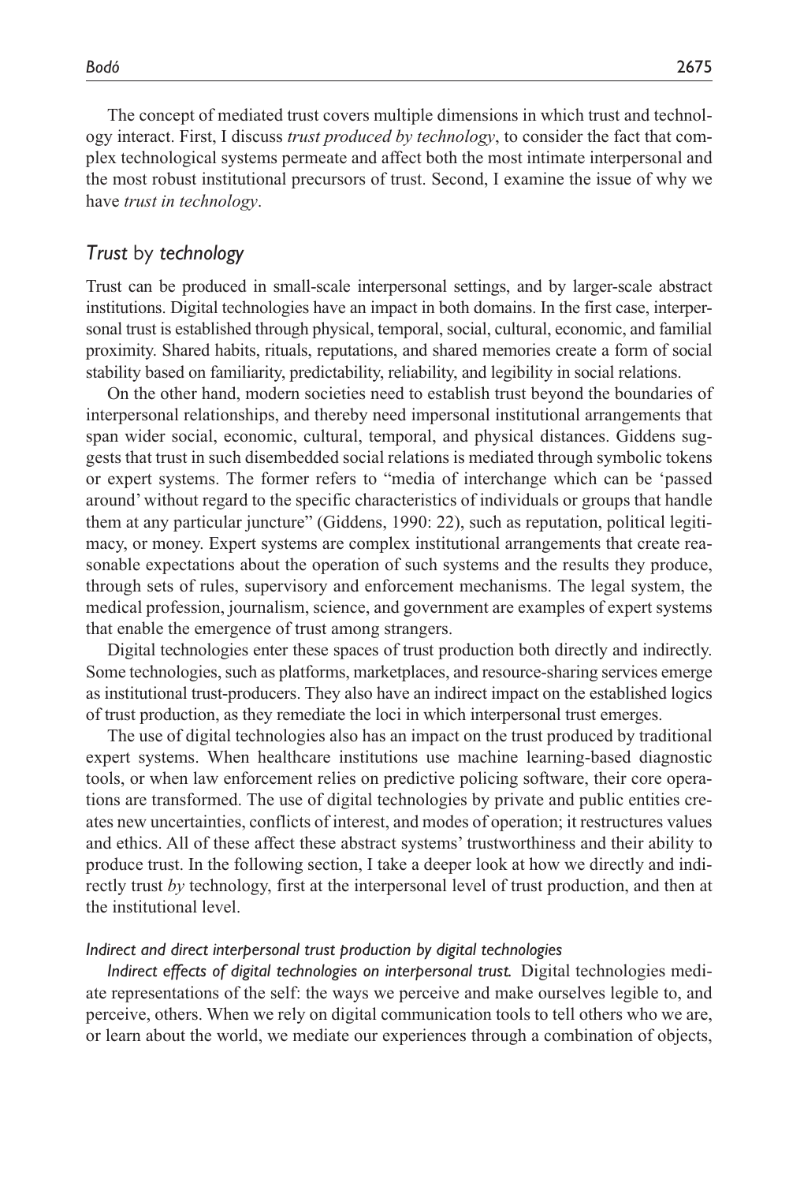The concept of mediated trust covers multiple dimensions in which trust and technology interact. First, I discuss *trust produced by technology*, to consider the fact that complex technological systems permeate and affect both the most intimate interpersonal and the most robust institutional precursors of trust. Second, I examine the issue of why we have *trust in technology*.

## *Trust* by *technology*

Trust can be produced in small-scale interpersonal settings, and by larger-scale abstract institutions. Digital technologies have an impact in both domains. In the first case, interpersonal trust is established through physical, temporal, social, cultural, economic, and familial proximity. Shared habits, rituals, reputations, and shared memories create a form of social stability based on familiarity, predictability, reliability, and legibility in social relations.

On the other hand, modern societies need to establish trust beyond the boundaries of interpersonal relationships, and thereby need impersonal institutional arrangements that span wider social, economic, cultural, temporal, and physical distances. Giddens suggests that trust in such disembedded social relations is mediated through symbolic tokens or expert systems. The former refers to "media of interchange which can be 'passed around' without regard to the specific characteristics of individuals or groups that handle them at any particular juncture" (Giddens, 1990: 22), such as reputation, political legitimacy, or money. Expert systems are complex institutional arrangements that create reasonable expectations about the operation of such systems and the results they produce, through sets of rules, supervisory and enforcement mechanisms. The legal system, the medical profession, journalism, science, and government are examples of expert systems that enable the emergence of trust among strangers.

Digital technologies enter these spaces of trust production both directly and indirectly. Some technologies, such as platforms, marketplaces, and resource-sharing services emerge as institutional trust-producers. They also have an indirect impact on the established logics of trust production, as they remediate the loci in which interpersonal trust emerges.

The use of digital technologies also has an impact on the trust produced by traditional expert systems. When healthcare institutions use machine learning-based diagnostic tools, or when law enforcement relies on predictive policing software, their core operations are transformed. The use of digital technologies by private and public entities creates new uncertainties, conflicts of interest, and modes of operation; it restructures values and ethics. All of these affect these abstract systems' trustworthiness and their ability to produce trust. In the following section, I take a deeper look at how we directly and indirectly trust *by* technology, first at the interpersonal level of trust production, and then at the institutional level.

### *Indirect and direct interpersonal trust production by digital technologies*

*Indirect effects of digital technologies on interpersonal trust.* Digital technologies mediate representations of the self: the ways we perceive and make ourselves legible to, and perceive, others. When we rely on digital communication tools to tell others who we are, or learn about the world, we mediate our experiences through a combination of objects,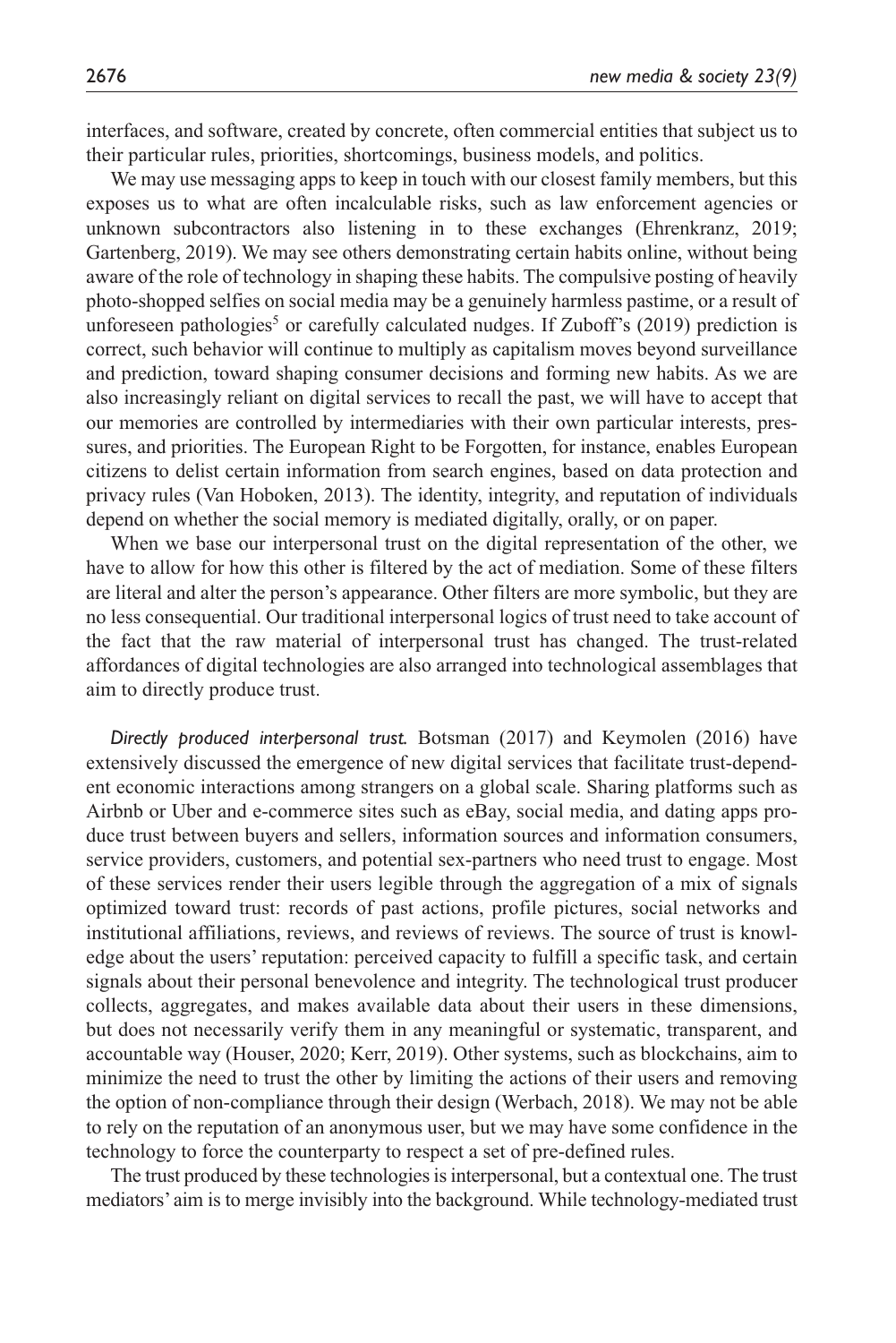interfaces, and software, created by concrete, often commercial entities that subject us to their particular rules, priorities, shortcomings, business models, and politics.

We may use messaging apps to keep in touch with our closest family members, but this exposes us to what are often incalculable risks, such as law enforcement agencies or unknown subcontractors also listening in to these exchanges (Ehrenkranz, 2019; Gartenberg, 2019). We may see others demonstrating certain habits online, without being aware of the role of technology in shaping these habits. The compulsive posting of heavily photo-shopped selfies on social media may be a genuinely harmless pastime, or a result of unforeseen pathologies[5] or carefully calculated nudges. If Zuboff's (2019) prediction is correct, such behavior will continue to multiply as capitalism moves beyond surveillance and prediction, toward shaping consumer decisions and forming new habits. As we are also increasingly reliant on digital services to recall the past, we will have to accept that our memories are controlled by intermediaries with their own particular interests, pressures, and priorities. The European Right to be Forgotten, for instance, enables European citizens to delist certain information from search engines, based on data protection and privacy rules (Van Hoboken, 2013). The identity, integrity, and reputation of individuals depend on whether the social memory is mediated digitally, orally, or on paper.

When we base our interpersonal trust on the digital representation of the other, we have to allow for how this other is filtered by the act of mediation. Some of these filters are literal and alter the person's appearance. Other filters are more symbolic, but they are no less consequential. Our traditional interpersonal logics of trust need to take account of the fact that the raw material of interpersonal trust has changed. The trust-related affordances of digital technologies are also arranged into technological assemblages that aim to directly produce trust.

*Directly produced interpersonal trust.* Botsman (2017) and Keymolen (2016) have extensively discussed the emergence of new digital services that facilitate trust-dependent economic interactions among strangers on a global scale. Sharing platforms such as Airbnb or Uber and e-commerce sites such as eBay, social media, and dating apps produce trust between buyers and sellers, information sources and information consumers, service providers, customers, and potential sex-partners who need trust to engage. Most of these services render their users legible through the aggregation of a mix of signals optimized toward trust: records of past actions, profile pictures, social networks and institutional affiliations, reviews, and reviews of reviews. The source of trust is knowledge about the users' reputation: perceived capacity to fulfill a specific task, and certain signals about their personal benevolence and integrity. The technological trust producer collects, aggregates, and makes available data about their users in these dimensions, but does not necessarily verify them in any meaningful or systematic, transparent, and accountable way (Houser, 2020; Kerr, 2019). Other systems, such as blockchains, aim to minimize the need to trust the other by limiting the actions of their users and removing the option of non-compliance through their design (Werbach, 2018). We may not be able to rely on the reputation of an anonymous user, but we may have some confidence in the technology to force the counterparty to respect a set of pre-defined rules.

The trust produced by these technologies is interpersonal, but a contextual one. The trust mediators' aim is to merge invisibly into the background. While technology-mediated trust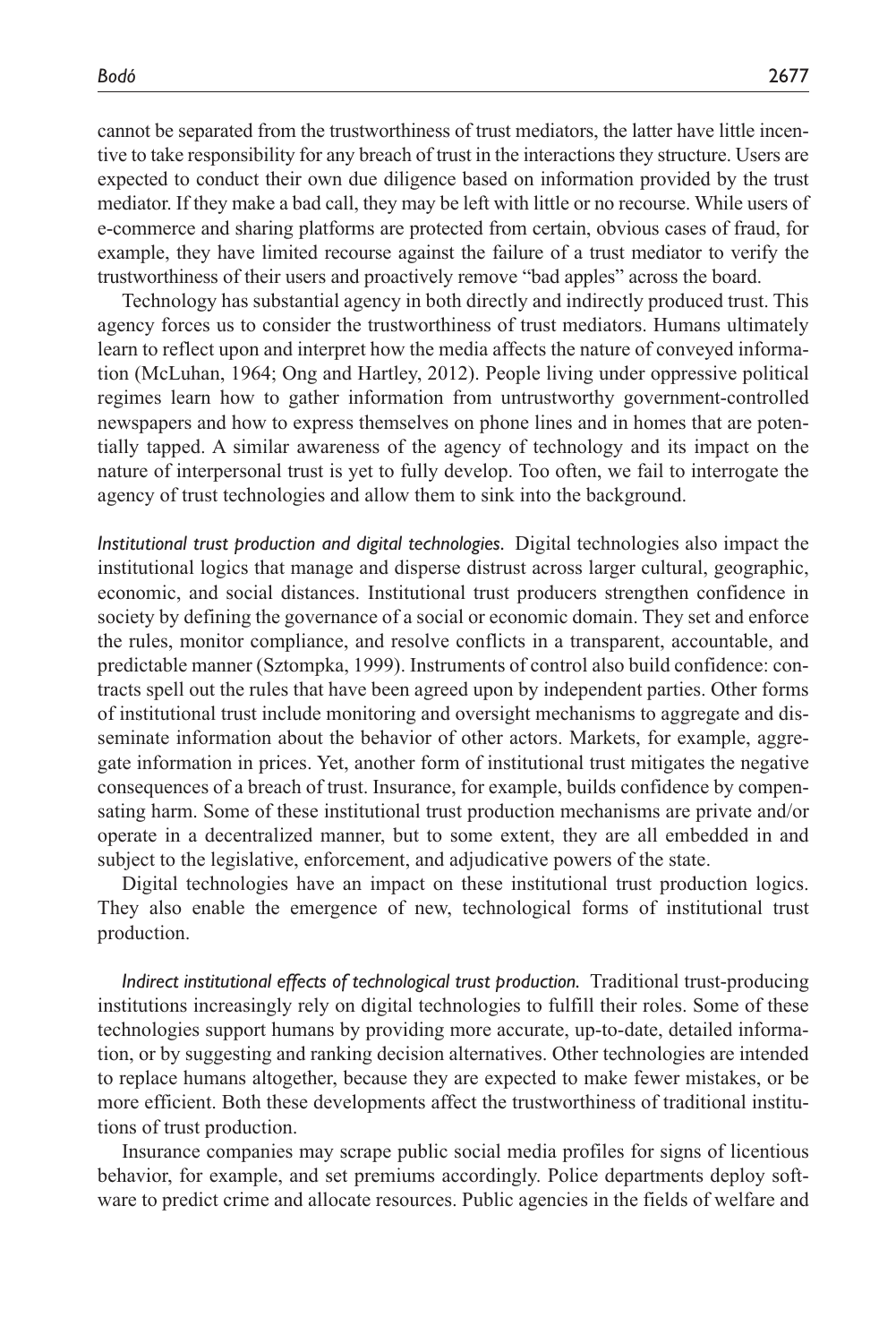cannot be separated from the trustworthiness of trust mediators, the latter have little incentive to take responsibility for any breach of trust in the interactions they structure. Users are expected to conduct their own due diligence based on information provided by the trust mediator. If they make a bad call, they may be left with little or no recourse. While users of e-commerce and sharing platforms are protected from certain, obvious cases of fraud, for example, they have limited recourse against the failure of a trust mediator to verify the trustworthiness of their users and proactively remove "bad apples" across the board.

Technology has substantial agency in both directly and indirectly produced trust. This agency forces us to consider the trustworthiness of trust mediators. Humans ultimately learn to reflect upon and interpret how the media affects the nature of conveyed information (McLuhan, 1964; Ong and Hartley, 2012). People living under oppressive political regimes learn how to gather information from untrustworthy government-controlled newspapers and how to express themselves on phone lines and in homes that are potentially tapped. A similar awareness of the agency of technology and its impact on the nature of interpersonal trust is yet to fully develop. Too often, we fail to interrogate the agency of trust technologies and allow them to sink into the background.

*Institutional trust production and digital technologies.* Digital technologies also impact the institutional logics that manage and disperse distrust across larger cultural, geographic, economic, and social distances. Institutional trust producers strengthen confidence in society by defining the governance of a social or economic domain. They set and enforce the rules, monitor compliance, and resolve conflicts in a transparent, accountable, and predictable manner (Sztompka, 1999). Instruments of control also build confidence: contracts spell out the rules that have been agreed upon by independent parties. Other forms of institutional trust include monitoring and oversight mechanisms to aggregate and disseminate information about the behavior of other actors. Markets, for example, aggregate information in prices. Yet, another form of institutional trust mitigates the negative consequences of a breach of trust. Insurance, for example, builds confidence by compensating harm. Some of these institutional trust production mechanisms are private and/or operate in a decentralized manner, but to some extent, they are all embedded in and subject to the legislative, enforcement, and adjudicative powers of the state.

Digital technologies have an impact on these institutional trust production logics. They also enable the emergence of new, technological forms of institutional trust production.

*Indirect institutional effects of technological trust production.* Traditional trust-producing institutions increasingly rely on digital technologies to fulfill their roles. Some of these technologies support humans by providing more accurate, up-to-date, detailed information, or by suggesting and ranking decision alternatives. Other technologies are intended to replace humans altogether, because they are expected to make fewer mistakes, or be more efficient. Both these developments affect the trustworthiness of traditional institutions of trust production.

Insurance companies may scrape public social media profiles for signs of licentious behavior, for example, and set premiums accordingly. Police departments deploy software to predict crime and allocate resources. Public agencies in the fields of welfare and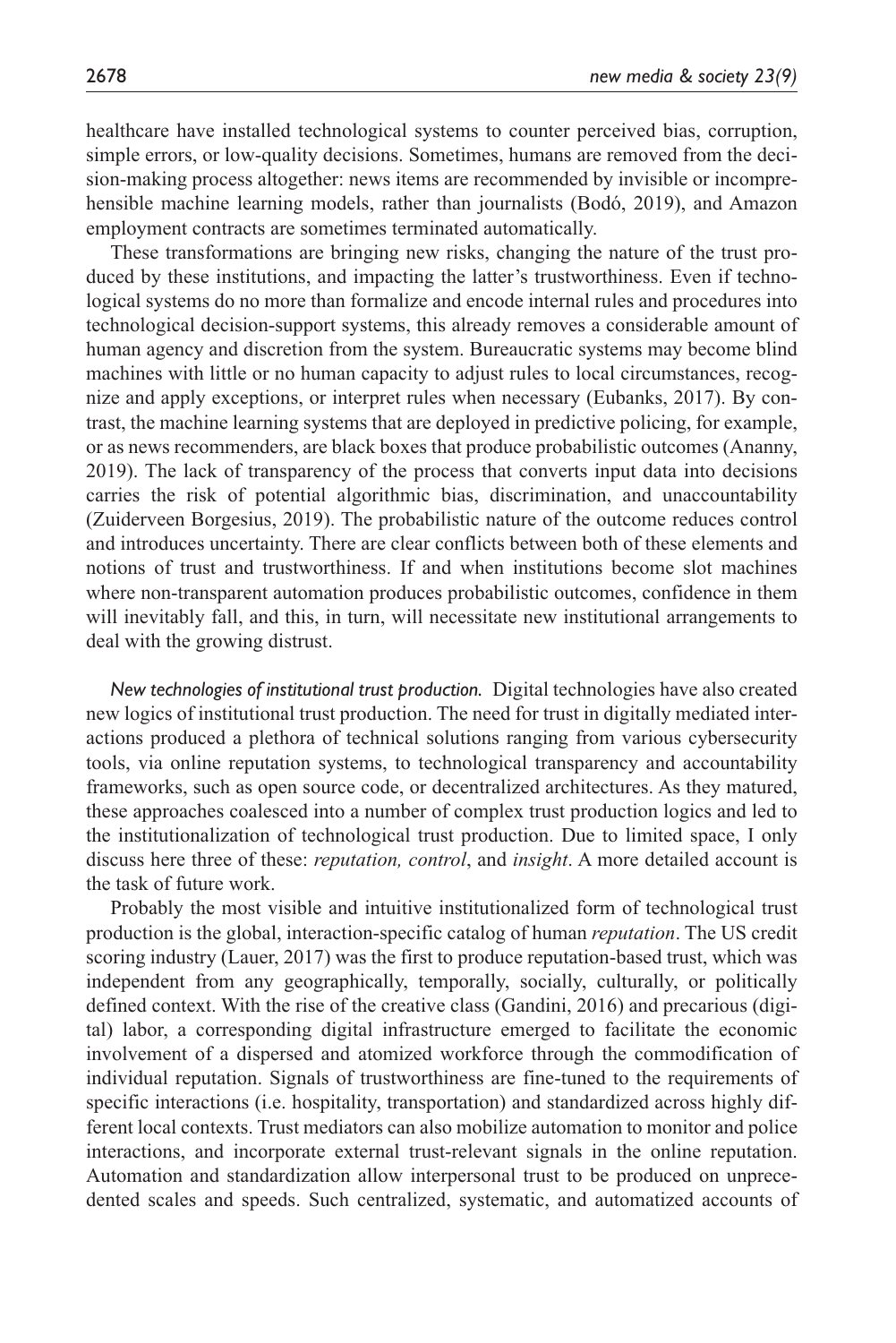healthcare have installed technological systems to counter perceived bias, corruption, simple errors, or low-quality decisions. Sometimes, humans are removed from the decision-making process altogether: news items are recommended by invisible or incomprehensible machine learning models, rather than journalists (Bodó, 2019), and Amazon employment contracts are sometimes terminated automatically.

These transformations are bringing new risks, changing the nature of the trust produced by these institutions, and impacting the latter's trustworthiness. Even if technological systems do no more than formalize and encode internal rules and procedures into technological decision-support systems, this already removes a considerable amount of human agency and discretion from the system. Bureaucratic systems may become blind machines with little or no human capacity to adjust rules to local circumstances, recognize and apply exceptions, or interpret rules when necessary (Eubanks, 2017). By contrast, the machine learning systems that are deployed in predictive policing, for example, or as news recommenders, are black boxes that produce probabilistic outcomes (Ananny, 2019). The lack of transparency of the process that converts input data into decisions carries the risk of potential algorithmic bias, discrimination, and unaccountability (Zuiderveen Borgesius, 2019). The probabilistic nature of the outcome reduces control and introduces uncertainty. There are clear conflicts between both of these elements and notions of trust and trustworthiness. If and when institutions become slot machines where non-transparent automation produces probabilistic outcomes, confidence in them will inevitably fall, and this, in turn, will necessitate new institutional arrangements to deal with the growing distrust.

*New technologies of institutional trust production.* Digital technologies have also created new logics of institutional trust production. The need for trust in digitally mediated interactions produced a plethora of technical solutions ranging from various cybersecurity tools, via online reputation systems, to technological transparency and accountability frameworks, such as open source code, or decentralized architectures. As they matured, these approaches coalesced into a number of complex trust production logics and led to the institutionalization of technological trust production. Due to limited space, I only discuss here three of these: *reputation, control*, and *insight*. A more detailed account is the task of future work.

Probably the most visible and intuitive institutionalized form of technological trust production is the global, interaction-specific catalog of human *reputation*. The US credit scoring industry (Lauer, 2017) was the first to produce reputation-based trust, which was independent from any geographically, temporally, socially, culturally, or politically defined context. With the rise of the creative class (Gandini, 2016) and precarious (digital) labor, a corresponding digital infrastructure emerged to facilitate the economic involvement of a dispersed and atomized workforce through the commodification of individual reputation. Signals of trustworthiness are fine-tuned to the requirements of specific interactions (i.e. hospitality, transportation) and standardized across highly different local contexts. Trust mediators can also mobilize automation to monitor and police interactions, and incorporate external trust-relevant signals in the online reputation. Automation and standardization allow interpersonal trust to be produced on unprecedented scales and speeds. Such centralized, systematic, and automatized accounts of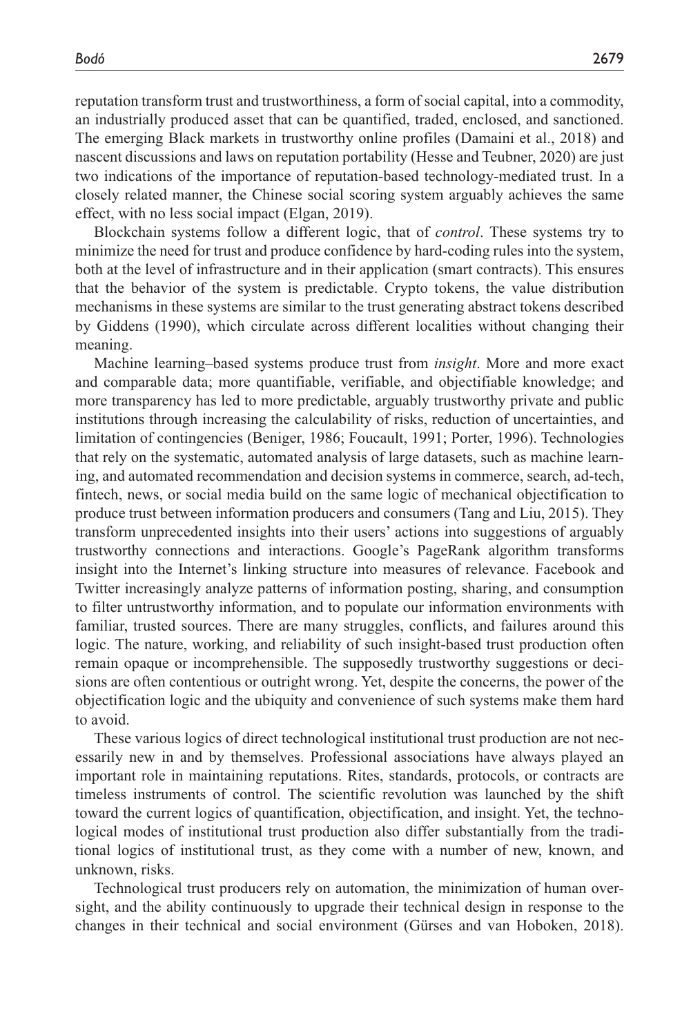reputation transform trust and trustworthiness, a form of social capital, into a commodity, an industrially produced asset that can be quantified, traded, enclosed, and sanctioned. The emerging Black markets in trustworthy online profiles (Damaini et al., 2018) and nascent discussions and laws on reputation portability (Hesse and Teubner, 2020) are just two indications of the importance of reputation-based technology-mediated trust. In a closely related manner, the Chinese social scoring system arguably achieves the same effect, with no less social impact (Elgan, 2019).

Blockchain systems follow a different logic, that of *control*. These systems try to minimize the need for trust and produce confidence by hard-coding rules into the system, both at the level of infrastructure and in their application (smart contracts). This ensures that the behavior of the system is predictable. Crypto tokens, the value distribution mechanisms in these systems are similar to the trust generating abstract tokens described by Giddens (1990), which circulate across different localities without changing their meaning.

Machine learning–based systems produce trust from *insight*. More and more exact and comparable data; more quantifiable, verifiable, and objectifiable knowledge; and more transparency has led to more predictable, arguably trustworthy private and public institutions through increasing the calculability of risks, reduction of uncertainties, and limitation of contingencies (Beniger, 1986; Foucault, 1991; Porter, 1996). Technologies that rely on the systematic, automated analysis of large datasets, such as machine learning, and automated recommendation and decision systems in commerce, search, ad-tech, fintech, news, or social media build on the same logic of mechanical objectification to produce trust between information producers and consumers (Tang and Liu, 2015). They transform unprecedented insights into their users' actions into suggestions of arguably trustworthy connections and interactions. Google's PageRank algorithm transforms insight into the Internet's linking structure into measures of relevance. Facebook and Twitter increasingly analyze patterns of information posting, sharing, and consumption to filter untrustworthy information, and to populate our information environments with familiar, trusted sources. There are many struggles, conflicts, and failures around this logic. The nature, working, and reliability of such insight-based trust production often remain opaque or incomprehensible. The supposedly trustworthy suggestions or decisions are often contentious or outright wrong. Yet, despite the concerns, the power of the objectification logic and the ubiquity and convenience of such systems make them hard to avoid.

These various logics of direct technological institutional trust production are not necessarily new in and by themselves. Professional associations have always played an important role in maintaining reputations. Rites, standards, protocols, or contracts are timeless instruments of control. The scientific revolution was launched by the shift toward the current logics of quantification, objectification, and insight. Yet, the technological modes of institutional trust production also differ substantially from the traditional logics of institutional trust, as they come with a number of new, known, and unknown, risks.

Technological trust producers rely on automation, the minimization of human oversight, and the ability continuously to upgrade their technical design in response to the changes in their technical and social environment (Gürses and van Hoboken, 2018).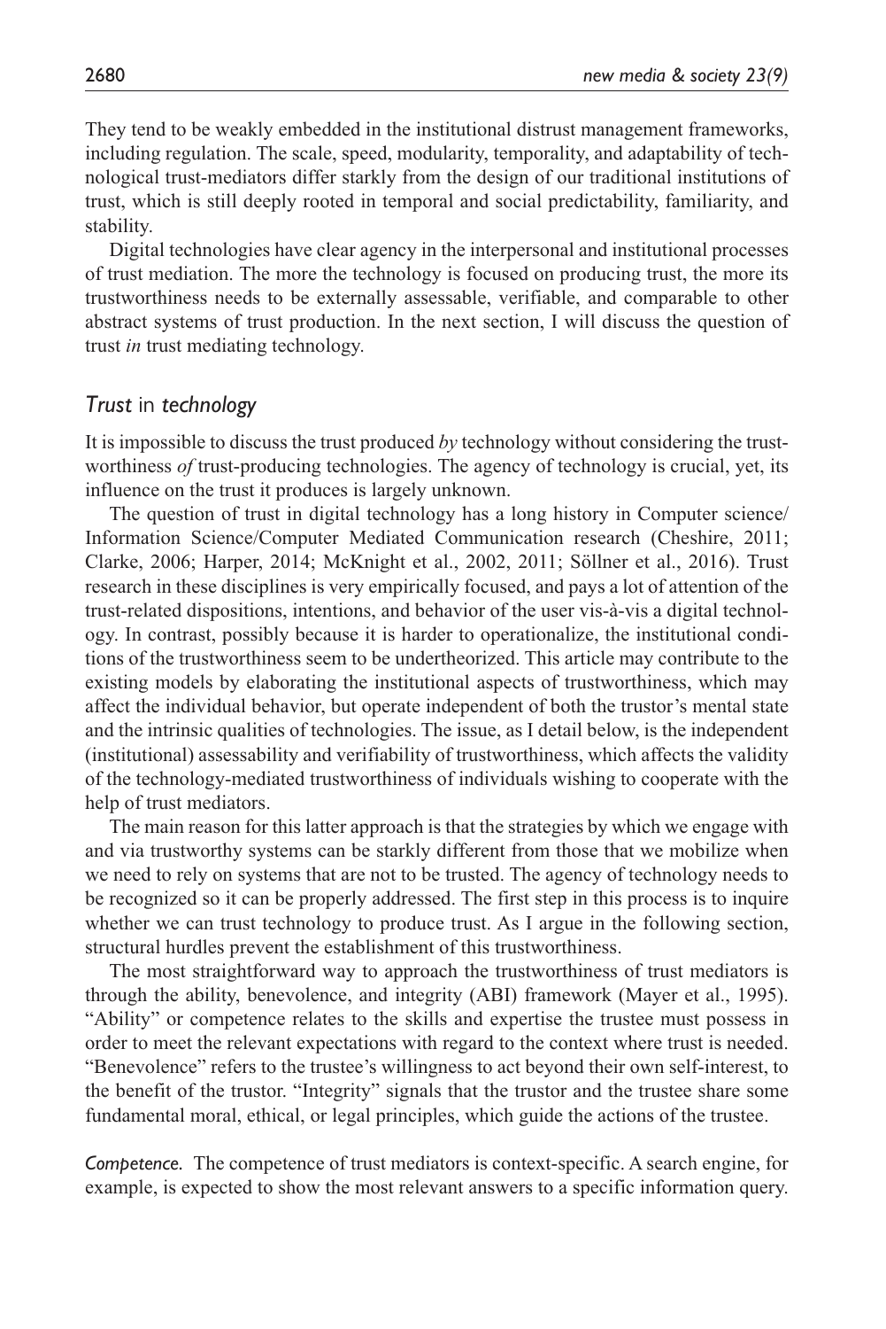They tend to be weakly embedded in the institutional distrust management frameworks, including regulation. The scale, speed, modularity, temporality, and adaptability of technological trust-mediators differ starkly from the design of our traditional institutions of trust, which is still deeply rooted in temporal and social predictability, familiarity, and stability.

Digital technologies have clear agency in the interpersonal and institutional processes of trust mediation. The more the technology is focused on producing trust, the more its trustworthiness needs to be externally assessable, verifiable, and comparable to other abstract systems of trust production. In the next section, I will discuss the question of trust *in* trust mediating technology.

## *Trust* in *technology*

It is impossible to discuss the trust produced *by* technology without considering the trustworthiness *of* trust-producing technologies. The agency of technology is crucial, yet, its influence on the trust it produces is largely unknown.

The question of trust in digital technology has a long history in Computer science/Information Science/Computer Mediated Communication research (Cheshire, 2011; Clarke, 2006; Harper, 2014; McKnight et al., 2002, 2011; Söllner et al., 2016). Trust research in these disciplines is very empirically focused, and pays a lot of attention of the trust-related dispositions, intentions, and behavior of the user vis-à-vis a digital technology. In contrast, possibly because it is harder to operationalize, the institutional conditions of the trustworthiness seem to be undertheorized. This article may contribute to the existing models by elaborating the institutional aspects of trustworthiness, which may affect the individual behavior, but operate independent of both the trustor's mental state and the intrinsic qualities of technologies. The issue, as I detail below, is the independent (institutional) assessability and verifiability of trustworthiness, which affects the validity of the technology-mediated trustworthiness of individuals wishing to cooperate with the help of trust mediators.

The main reason for this latter approach is that the strategies by which we engage with and via trustworthy systems can be starkly different from those that we mobilize when we need to rely on systems that are not to be trusted. The agency of technology needs to be recognized so it can be properly addressed. The first step in this process is to inquire whether we can trust technology to produce trust. As I argue in the following section, structural hurdles prevent the establishment of this trustworthiness.

The most straightforward way to approach the trustworthiness of trust mediators is through the ability, benevolence, and integrity (ABI) framework (Mayer et al., 1995). "Ability" or competence relates to the skills and expertise the trustee must possess in order to meet the relevant expectations with regard to the context where trust is needed. "Benevolence" refers to the trustee's willingness to act beyond their own self-interest, to the benefit of the trustor. "Integrity" signals that the trustor and the trustee share some fundamental moral, ethical, or legal principles, which guide the actions of the trustee.

*Competence.* The competence of trust mediators is context-specific. A search engine, for example, is expected to show the most relevant answers to a specific information query.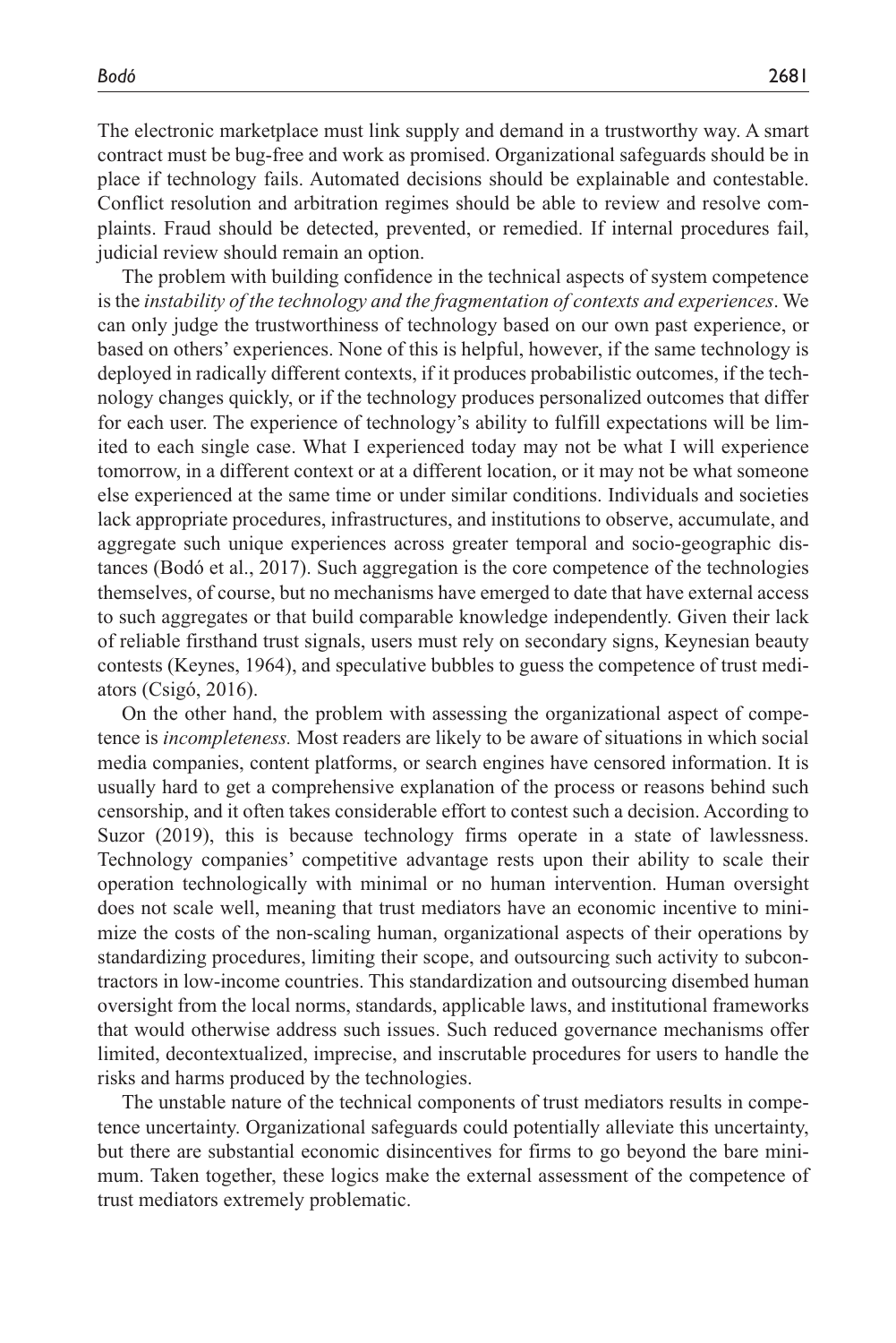The electronic marketplace must link supply and demand in a trustworthy way. A smart contract must be bug-free and work as promised. Organizational safeguards should be in place if technology fails. Automated decisions should be explainable and contestable. Conflict resolution and arbitration regimes should be able to review and resolve complaints. Fraud should be detected, prevented, or remedied. If internal procedures fail, judicial review should remain an option.

The problem with building confidence in the technical aspects of system competence is the *instability of the technology and the fragmentation of contexts and experiences*. We can only judge the trustworthiness of technology based on our own past experience, or based on others' experiences. None of this is helpful, however, if the same technology is deployed in radically different contexts, if it produces probabilistic outcomes, if the technology changes quickly, or if the technology produces personalized outcomes that differ for each user. The experience of technology's ability to fulfill expectations will be limited to each single case. What I experienced today may not be what I will experience tomorrow, in a different context or at a different location, or it may not be what someone else experienced at the same time or under similar conditions. Individuals and societies lack appropriate procedures, infrastructures, and institutions to observe, accumulate, and aggregate such unique experiences across greater temporal and socio-geographic distances (Bodó et al., 2017). Such aggregation is the core competence of the technologies themselves, of course, but no mechanisms have emerged to date that have external access to such aggregates or that build comparable knowledge independently. Given their lack of reliable firsthand trust signals, users must rely on secondary signs, Keynesian beauty contests (Keynes, 1964), and speculative bubbles to guess the competence of trust mediators (Csigó, 2016).

On the other hand, the problem with assessing the organizational aspect of competence is *incompleteness.* Most readers are likely to be aware of situations in which social media companies, content platforms, or search engines have censored information. It is usually hard to get a comprehensive explanation of the process or reasons behind such censorship, and it often takes considerable effort to contest such a decision. According to Suzor (2019), this is because technology firms operate in a state of lawlessness. Technology companies' competitive advantage rests upon their ability to scale their operation technologically with minimal or no human intervention. Human oversight does not scale well, meaning that trust mediators have an economic incentive to minimize the costs of the non-scaling human, organizational aspects of their operations by standardizing procedures, limiting their scope, and outsourcing such activity to subcontractors in low-income countries. This standardization and outsourcing disembed human oversight from the local norms, standards, applicable laws, and institutional frameworks that would otherwise address such issues. Such reduced governance mechanisms offer limited, decontextualized, imprecise, and inscrutable procedures for users to handle the risks and harms produced by the technologies.

The unstable nature of the technical components of trust mediators results in competence uncertainty. Organizational safeguards could potentially alleviate this uncertainty, but there are substantial economic disincentives for firms to go beyond the bare minimum. Taken together, these logics make the external assessment of the competence of trust mediators extremely problematic.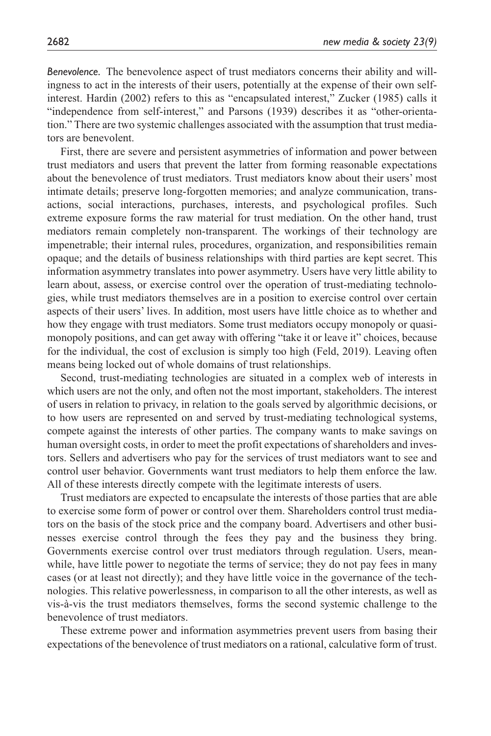*Benevolence.* The benevolence aspect of trust mediators concerns their ability and willingness to act in the interests of their users, potentially at the expense of their own self-interest. Hardin (2002) refers to this as "encapsulated interest," Zucker (1985) calls it "independence from self-interest," and Parsons (1939) describes it as "other-orientation." There are two systemic challenges associated with the assumption that trust mediators are benevolent.

First, there are severe and persistent asymmetries of information and power between trust mediators and users that prevent the latter from forming reasonable expectations about the benevolence of trust mediators. Trust mediators know about their users' most intimate details; preserve long-forgotten memories; and analyze communication, transactions, social interactions, purchases, interests, and psychological profiles. Such extreme exposure forms the raw material for trust mediation. On the other hand, trust mediators remain completely non-transparent. The workings of their technology are impenetrable; their internal rules, procedures, organization, and responsibilities remain opaque; and the details of business relationships with third parties are kept secret. This information asymmetry translates into power asymmetry. Users have very little ability to learn about, assess, or exercise control over the operation of trust-mediating technologies, while trust mediators themselves are in a position to exercise control over certain aspects of their users' lives. In addition, most users have little choice as to whether and how they engage with trust mediators. Some trust mediators occupy monopoly or quasi-monopoly positions, and can get away with offering "take it or leave it" choices, because for the individual, the cost of exclusion is simply too high (Feld, 2019). Leaving often means being locked out of whole domains of trust relationships.

Second, trust-mediating technologies are situated in a complex web of interests in which users are not the only, and often not the most important, stakeholders. The interest of users in relation to privacy, in relation to the goals served by algorithmic decisions, or to how users are represented on and served by trust-mediating technological systems, compete against the interests of other parties. The company wants to make savings on human oversight costs, in order to meet the profit expectations of shareholders and investors. Sellers and advertisers who pay for the services of trust mediators want to see and control user behavior. Governments want trust mediators to help them enforce the law. All of these interests directly compete with the legitimate interests of users.

Trust mediators are expected to encapsulate the interests of those parties that are able to exercise some form of power or control over them. Shareholders control trust mediators on the basis of the stock price and the company board. Advertisers and other businesses exercise control through the fees they pay and the business they bring. Governments exercise control over trust mediators through regulation. Users, meanwhile, have little power to negotiate the terms of service; they do not pay fees in many cases (or at least not directly); and they have little voice in the governance of the technologies. This relative powerlessness, in comparison to all the other interests, as well as vis-à-vis the trust mediators themselves, forms the second systemic challenge to the benevolence of trust mediators.

These extreme power and information asymmetries prevent users from basing their expectations of the benevolence of trust mediators on a rational, calculative form of trust.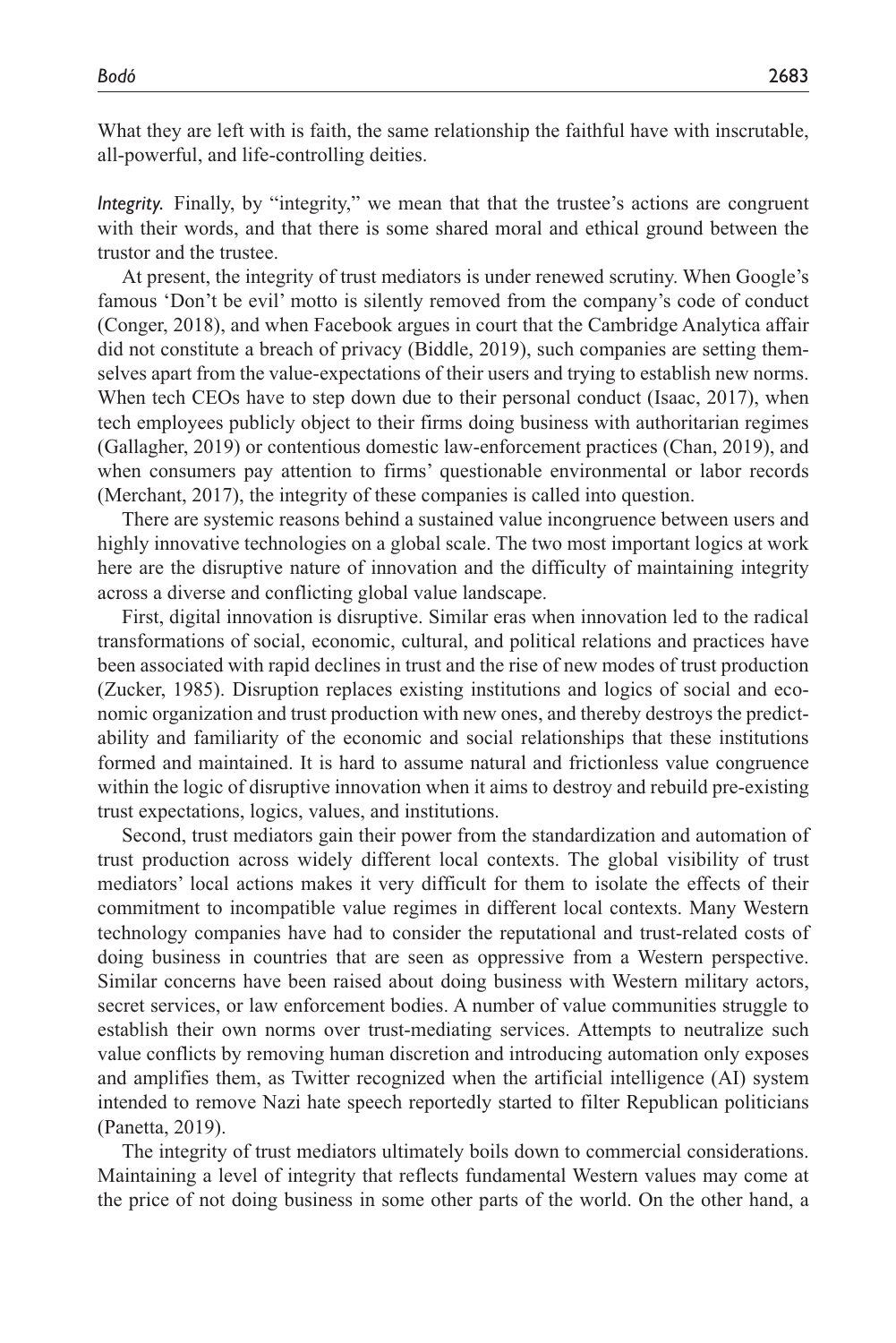What they are left with is faith, the same relationship the faithful have with inscrutable, all-powerful, and life-controlling deities.

*Integrity.* Finally, by "integrity," we mean that that the trustee's actions are congruent with their words, and that there is some shared moral and ethical ground between the trustor and the trustee.

At present, the integrity of trust mediators is under renewed scrutiny. When Google's famous 'Don't be evil' motto is silently removed from the company's code of conduct (Conger, 2018), and when Facebook argues in court that the Cambridge Analytica affair did not constitute a breach of privacy (Biddle, 2019), such companies are setting themselves apart from the value-expectations of their users and trying to establish new norms. When tech CEOs have to step down due to their personal conduct (Isaac, 2017), when tech employees publicly object to their firms doing business with authoritarian regimes (Gallagher, 2019) or contentious domestic law-enforcement practices (Chan, 2019), and when consumers pay attention to firms' questionable environmental or labor records (Merchant, 2017), the integrity of these companies is called into question.

There are systemic reasons behind a sustained value incongruence between users and highly innovative technologies on a global scale. The two most important logics at work here are the disruptive nature of innovation and the difficulty of maintaining integrity across a diverse and conflicting global value landscape.

First, digital innovation is disruptive. Similar eras when innovation led to the radical transformations of social, economic, cultural, and political relations and practices have been associated with rapid declines in trust and the rise of new modes of trust production (Zucker, 1985). Disruption replaces existing institutions and logics of social and economic organization and trust production with new ones, and thereby destroys the predictability and familiarity of the economic and social relationships that these institutions formed and maintained. It is hard to assume natural and frictionless value congruence within the logic of disruptive innovation when it aims to destroy and rebuild pre-existing trust expectations, logics, values, and institutions.

Second, trust mediators gain their power from the standardization and automation of trust production across widely different local contexts. The global visibility of trust mediators' local actions makes it very difficult for them to isolate the effects of their commitment to incompatible value regimes in different local contexts. Many Western technology companies have had to consider the reputational and trust-related costs of doing business in countries that are seen as oppressive from a Western perspective. Similar concerns have been raised about doing business with Western military actors, secret services, or law enforcement bodies. A number of value communities struggle to establish their own norms over trust-mediating services. Attempts to neutralize such value conflicts by removing human discretion and introducing automation only exposes and amplifies them, as Twitter recognized when the artificial intelligence (AI) system intended to remove Nazi hate speech reportedly started to filter Republican politicians (Panetta, 2019).

The integrity of trust mediators ultimately boils down to commercial considerations. Maintaining a level of integrity that reflects fundamental Western values may come at the price of not doing business in some other parts of the world. On the other hand, a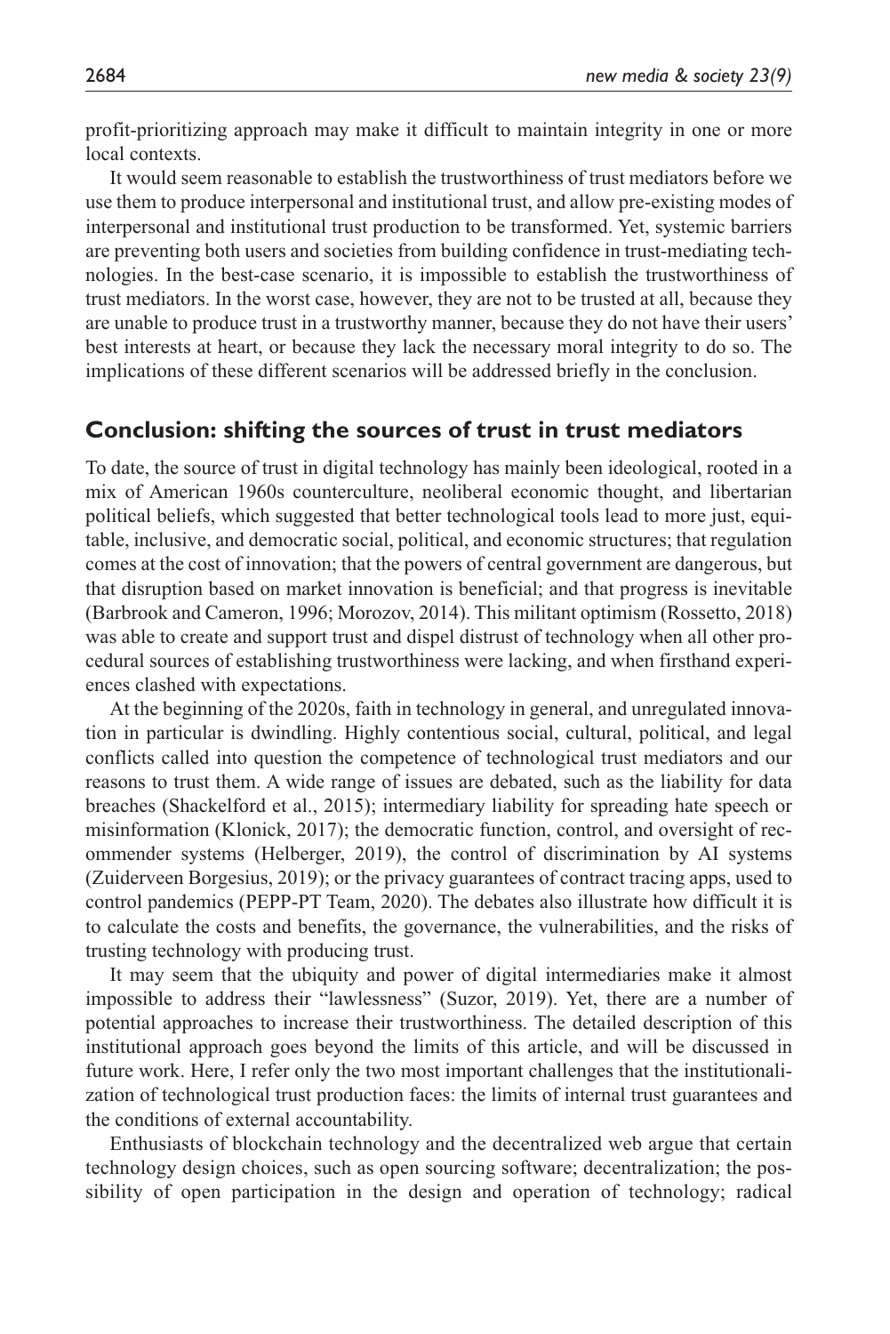profit-prioritizing approach may make it difficult to maintain integrity in one or more local contexts.

It would seem reasonable to establish the trustworthiness of trust mediators before we use them to produce interpersonal and institutional trust, and allow pre-existing modes of interpersonal and institutional trust production to be transformed. Yet, systemic barriers are preventing both users and societies from building confidence in trust-mediating technologies. In the best-case scenario, it is impossible to establish the trustworthiness of trust mediators. In the worst case, however, they are not to be trusted at all, because they are unable to produce trust in a trustworthy manner, because they do not have their users' best interests at heart, or because they lack the necessary moral integrity to do so. The implications of these different scenarios will be addressed briefly in the conclusion.

## Conclusion: shifting the sources of trust in trust mediators

To date, the source of trust in digital technology has mainly been ideological, rooted in a mix of American 1960s counterculture, neoliberal economic thought, and libertarian political beliefs, which suggested that better technological tools lead to more just, equitable, inclusive, and democratic social, political, and economic structures; that regulation comes at the cost of innovation; that the powers of central government are dangerous, but that disruption based on market innovation is beneficial; and that progress is inevitable (Barbrook and Cameron, 1996; Morozov, 2014). This militant optimism (Rossetto, 2018) was able to create and support trust and dispel distrust of technology when all other procedural sources of establishing trustworthiness were lacking, and when firsthand experiences clashed with expectations.

At the beginning of the 2020s, faith in technology in general, and unregulated innovation in particular is dwindling. Highly contentious social, cultural, political, and legal conflicts called into question the competence of technological trust mediators and our reasons to trust them. A wide range of issues are debated, such as the liability for data breaches (Shackelford et al., 2015); intermediary liability for spreading hate speech or misinformation (Klonick, 2017); the democratic function, control, and oversight of recommender systems (Helberger, 2019), the control of discrimination by AI systems (Zuiderveen Borgesius, 2019); or the privacy guarantees of contract tracing apps, used to control pandemics (PEPP-PT Team, 2020). The debates also illustrate how difficult it is to calculate the costs and benefits, the governance, the vulnerabilities, and the risks of trusting technology with producing trust.

It may seem that the ubiquity and power of digital intermediaries make it almost impossible to address their "lawlessness" (Suzor, 2019). Yet, there are a number of potential approaches to increase their trustworthiness. The detailed description of this institutional approach goes beyond the limits of this article, and will be discussed in future work. Here, I refer only the two most important challenges that the institutionalization of technological trust production faces: the limits of internal trust guarantees and the conditions of external accountability.

Enthusiasts of blockchain technology and the decentralized web argue that certain technology design choices, such as open sourcing software; decentralization; the possibility of open participation in the design and operation of technology; radical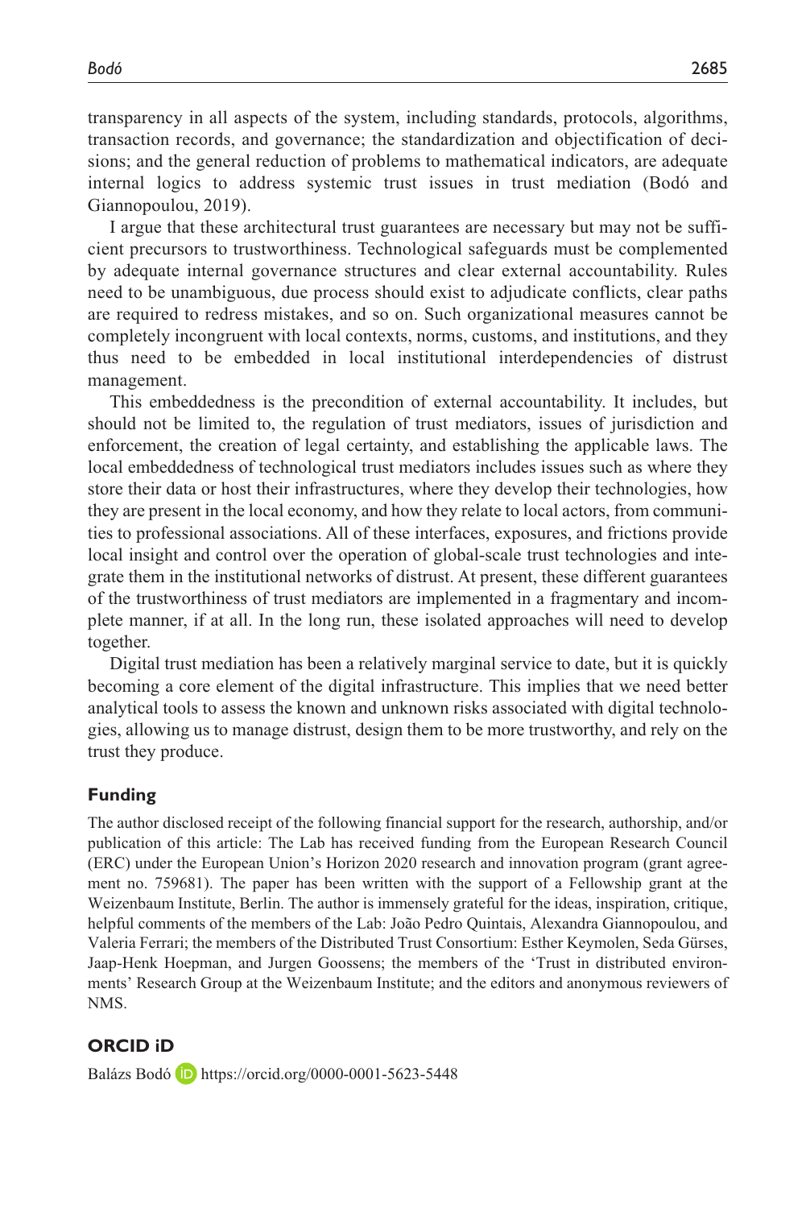transparency in all aspects of the system, including standards, protocols, algorithms, transaction records, and governance; the standardization and objectification of decisions; and the general reduction of problems to mathematical indicators, are adequate internal logics to address systemic trust issues in trust mediation (Bodó and Giannopoulou, 2019).

I argue that these architectural trust guarantees are necessary but may not be sufficient precursors to trustworthiness. Technological safeguards must be complemented by adequate internal governance structures and clear external accountability. Rules need to be unambiguous, due process should exist to adjudicate conflicts, clear paths are required to redress mistakes, and so on. Such organizational measures cannot be completely incongruent with local contexts, norms, customs, and institutions, and they thus need to be embedded in local institutional interdependencies of distrust management.

This embeddedness is the precondition of external accountability. It includes, but should not be limited to, the regulation of trust mediators, issues of jurisdiction and enforcement, the creation of legal certainty, and establishing the applicable laws. The local embeddedness of technological trust mediators includes issues such as where they store their data or host their infrastructures, where they develop their technologies, how they are present in the local economy, and how they relate to local actors, from communities to professional associations. All of these interfaces, exposures, and frictions provide local insight and control over the operation of global-scale trust technologies and integrate them in the institutional networks of distrust. At present, these different guarantees of the trustworthiness of trust mediators are implemented in a fragmentary and incomplete manner, if at all. In the long run, these isolated approaches will need to develop together.

Digital trust mediation has been a relatively marginal service to date, but it is quickly becoming a core element of the digital infrastructure. This implies that we need better analytical tools to assess the known and unknown risks associated with digital technologies, allowing us to manage distrust, design them to be more trustworthy, and rely on the trust they produce.

## Funding

The author disclosed receipt of the following financial support for the research, authorship, and/or publication of this article: The Lab has received funding from the European Research Council (ERC) under the European Union's Horizon 2020 research and innovation program (grant agreement no. 759681). The paper has been written with the support of a Fellowship grant at the Weizenbaum Institute, Berlin. The author is immensely grateful for the ideas, inspiration, critique, helpful comments of the members of the Lab: João Pedro Quintais, Alexandra Giannopoulou, and Valeria Ferrari; the members of the Distributed Trust Consortium: Esther Keymolen, Seda Gürses, Jaap-Henk Hoepman, and Jurgen Goossens; the members of the 'Trust in distributed environments' Research Group at the Weizenbaum Institute; and the editors and anonymous reviewers of NMS.

## ORCID iD

Balázs Bodó https://orcid.org/0000-0001-5623-5448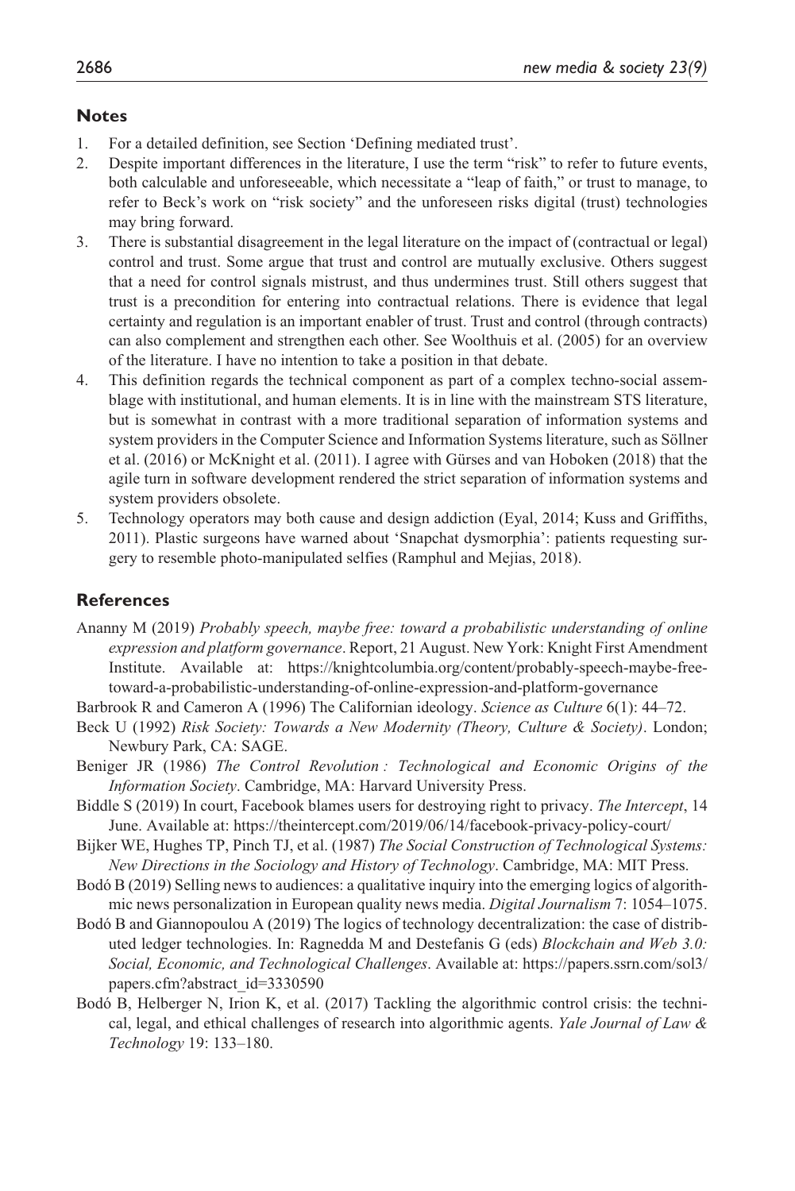## Notes

1. For a detailed definition, see Section 'Defining mediated trust'.
2. Despite important differences in the literature, I use the term "risk" to refer to future events, both calculable and unforeseeable, which necessitate a "leap of faith," or trust to manage, to refer to Beck's work on "risk society" and the unforeseen risks digital (trust) technologies may bring forward.
3. There is substantial disagreement in the legal literature on the impact of (contractual or legal) control and trust. Some argue that trust and control are mutually exclusive. Others suggest that a need for control signals mistrust, and thus undermines trust. Still others suggest that trust is a precondition for entering into contractual relations. There is evidence that legal certainty and regulation is an important enabler of trust. Trust and control (through contracts) can also complement and strengthen each other. See Woolthuis et al. (2005) for an overview of the literature. I have no intention to take a position in that debate.
4. This definition regards the technical component as part of a complex techno-social assemblage with institutional, and human elements. It is in line with the mainstream STS literature, but is somewhat in contrast with a more traditional separation of information systems and system providers in the Computer Science and Information Systems literature, such as Söllner et al. (2016) or McKnight et al. (2011). I agree with Gürses and van Hoboken (2018) that the agile turn in software development rendered the strict separation of information systems and system providers obsolete.
5. Technology operators may both cause and design addiction (Eyal, 2014; Kuss and Griffiths, 2011). Plastic surgeons have warned about 'Snapchat dysmorphia': patients requesting surgery to resemble photo-manipulated selfies (Ramphul and Mejias, 2018).

## References

Ananny M (2019) *Probably speech, maybe free: toward a probabilistic understanding of online expression and platform governance*. Report, 21 August. New York: Knight First Amendment Institute. Available at: https://knightcolumbia.org/content/probably-speech-maybe-free-toward-a-probabilistic-understanding-of-online-expression-and-platform-governance

Barbrook R and Cameron A (1996) The Californian ideology. *Science as Culture* 6(1): 44–72.

Beck U (1992) *Risk Society: Towards a New Modernity (Theory, Culture & Society)*. London; Newbury Park, CA: SAGE.

Beniger JR (1986) *The Control Revolution : Technological and Economic Origins of the Information Society*. Cambridge, MA: Harvard University Press.

Biddle S (2019) In court, Facebook blames users for destroying right to privacy. *The Intercept*, 14 June. Available at: https://theintercept.com/2019/06/14/facebook-privacy-policy-court/

Bijker WE, Hughes TP, Pinch TJ, et al. (1987) *The Social Construction of Technological Systems: New Directions in the Sociology and History of Technology*. Cambridge, MA: MIT Press.

Bodó B (2019) Selling news to audiences: a qualitative inquiry into the emerging logics of algorithmic news personalization in European quality news media. *Digital Journalism* 7: 1054–1075.

Bodó B and Giannopoulou A (2019) The logics of technology decentralization: the case of distributed ledger technologies. In: Ragnedda M and Destefanis G (eds) *Blockchain and Web 3.0: Social, Economic, and Technological Challenges*. Available at: https://papers.ssrn.com/sol3/papers.cfm?abstract_id=3330590

Bodó B, Helberger N, Irion K, et al. (2017) Tackling the algorithmic control crisis: the technical, legal, and ethical challenges of research into algorithmic agents. *Yale Journal of Law & Technology* 19: 133–180.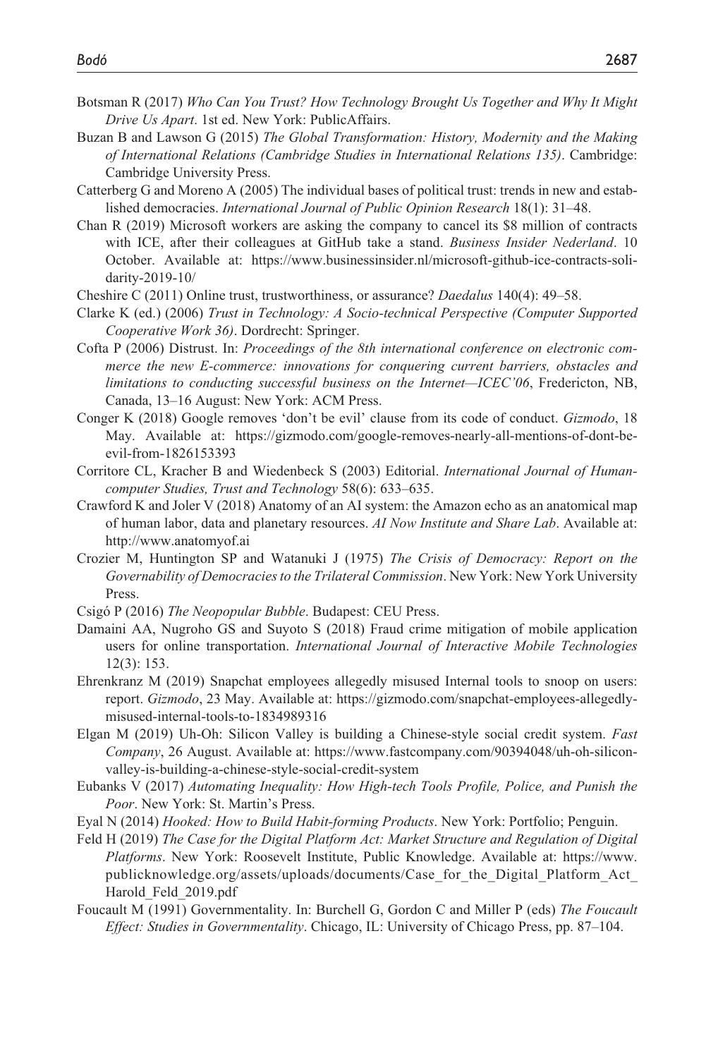Botsman R (2017) *Who Can You Trust? How Technology Brought Us Together and Why It Might Drive Us Apart*. 1st ed. New York: PublicAffairs.

Buzan B and Lawson G (2015) *The Global Transformation: History, Modernity and the Making of International Relations (Cambridge Studies in International Relations 135)*. Cambridge: Cambridge University Press.

Catterberg G and Moreno A (2005) The individual bases of political trust: trends in new and established democracies. *International Journal of Public Opinion Research* 18(1): 31–48.

Chan R (2019) Microsoft workers are asking the company to cancel its $8 million of contracts with ICE, after their colleagues at GitHub take a stand. *Business Insider Nederland*. 10 October. Available at: https://www.businessinsider.nl/microsoft-github-ice-contracts-solidarity-2019-10/

Cheshire C (2011) Online trust, trustworthiness, or assurance? *Daedalus* 140(4): 49–58.

Clarke K (ed.) (2006) *Trust in Technology: A Socio-technical Perspective (Computer Supported Cooperative Work 36)*. Dordrecht: Springer.

Cofta P (2006) Distrust. In: *Proceedings of the 8th international conference on electronic commerce the new E-commerce: innovations for conquering current barriers, obstacles and limitations to conducting successful business on the Internet—ICEC'06*, Fredericton, NB, Canada, 13–16 August: New York: ACM Press.

Conger K (2018) Google removes 'don't be evil' clause from its code of conduct. *Gizmodo*, 18 May. Available at: https://gizmodo.com/google-removes-nearly-all-mentions-of-dont-be-evil-from-1826153393

Corritore CL, Kracher B and Wiedenbeck S (2003) Editorial. *International Journal of Human-computer Studies, Trust and Technology* 58(6): 633–635.

Crawford K and Joler V (2018) Anatomy of an AI system: the Amazon echo as an anatomical map of human labor, data and planetary resources. *AI Now Institute and Share Lab*. Available at: http://www.anatomyof.ai

Crozier M, Huntington SP and Watanuki J (1975) *The Crisis of Democracy: Report on the Governability of Democracies to the Trilateral Commission*. New York: New York University Press.

Csigó P (2016) *The Neopopular Bubble*. Budapest: CEU Press.

Damaini AA, Nugroho GS and Suyoto S (2018) Fraud crime mitigation of mobile application users for online transportation. *International Journal of Interactive Mobile Technologies* 12(3): 153.

Ehrenkranz M (2019) Snapchat employees allegedly misused Internal tools to snoop on users: report. *Gizmodo*, 23 May. Available at: https://gizmodo.com/snapchat-employees-allegedly-misused-internal-tools-to-1834989316

Elgan M (2019) Uh-Oh: Silicon Valley is building a Chinese-style social credit system. *Fast Company*, 26 August. Available at: https://www.fastcompany.com/90394048/uh-oh-silicon-valley-is-building-a-chinese-style-social-credit-system

Eubanks V (2017) *Automating Inequality: How High-tech Tools Profile, Police, and Punish the Poor*. New York: St. Martin's Press.

Eyal N (2014) *Hooked: How to Build Habit-forming Products*. New York: Portfolio; Penguin.

Feld H (2019) *The Case for the Digital Platform Act: Market Structure and Regulation of Digital Platforms*. New York: Roosevelt Institute, Public Knowledge. Available at: https://www.publicknowledge.org/assets/uploads/documents/Case_for_the_Digital_Platform_Act_Harold_Feld_2019.pdf

Foucault M (1991) Governmentality. In: Burchell G, Gordon C and Miller P (eds) *The Foucault Effect: Studies in Governmentality*. Chicago, IL: University of Chicago Press, pp. 87–104.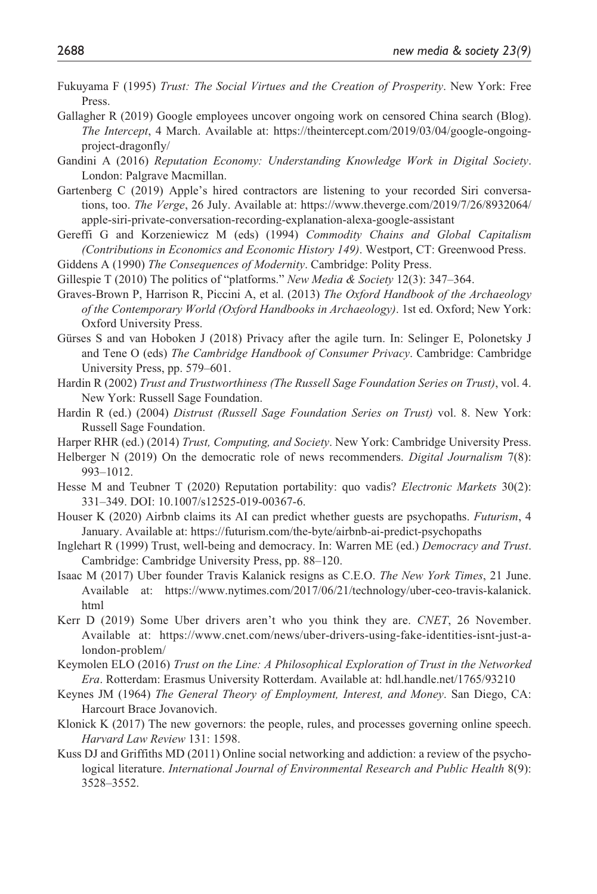Fukuyama F (1995) *Trust: The Social Virtues and the Creation of Prosperity*. New York: Free Press.

Gallagher R (2019) Google employees uncover ongoing work on censored China search (Blog). *The Intercept*, 4 March. Available at: https://theintercept.com/2019/03/04/google-ongoing-project-dragonfly/

Gandini A (2016) *Reputation Economy: Understanding Knowledge Work in Digital Society*. London: Palgrave Macmillan.

Gartenberg C (2019) Apple's hired contractors are listening to your recorded Siri conversations, too. *The Verge*, 26 July. Available at: https://www.theverge.com/2019/7/26/8932064/apple-siri-private-conversation-recording-explanation-alexa-google-assistant

Gereffi G and Korzeniewicz M (eds) (1994) *Commodity Chains and Global Capitalism (Contributions in Economics and Economic History 149)*. Westport, CT: Greenwood Press.

Giddens A (1990) *The Consequences of Modernity*. Cambridge: Polity Press.

Gillespie T (2010) The politics of "platforms." *New Media & Society* 12(3): 347–364.

Graves-Brown P, Harrison R, Piccini A, et al. (2013) *The Oxford Handbook of the Archaeology of the Contemporary World (Oxford Handbooks in Archaeology)*. 1st ed. Oxford; New York: Oxford University Press.

Gürses S and van Hoboken J (2018) Privacy after the agile turn. In: Selinger E, Polonetsky J and Tene O (eds) *The Cambridge Handbook of Consumer Privacy*. Cambridge: Cambridge University Press, pp. 579–601.

Hardin R (2002) *Trust and Trustworthiness (The Russell Sage Foundation Series on Trust)*, vol. 4. New York: Russell Sage Foundation.

Hardin R (ed.) (2004) *Distrust (Russell Sage Foundation Series on Trust)* vol. 8. New York: Russell Sage Foundation.

Harper RHR (ed.) (2014) *Trust, Computing, and Society*. New York: Cambridge University Press.

Helberger N (2019) On the democratic role of news recommenders. *Digital Journalism* 7(8): 993–1012.

Hesse M and Teubner T (2020) Reputation portability: quo vadis? *Electronic Markets* 30(2): 331–349. DOI: 10.1007/s12525-019-00367-6.

Houser K (2020) Airbnb claims its AI can predict whether guests are psychopaths. *Futurism*, 4 January. Available at: https://futurism.com/the-byte/airbnb-ai-predict-psychopaths

Inglehart R (1999) Trust, well-being and democracy. In: Warren ME (ed.) *Democracy and Trust*. Cambridge: Cambridge University Press, pp. 88–120.

Isaac M (2017) Uber founder Travis Kalanick resigns as C.E.O. *The New York Times*, 21 June. Available at: https://www.nytimes.com/2017/06/21/technology/uber-ceo-travis-kalanick.html

Kerr D (2019) Some Uber drivers aren't who you think they are. *CNET*, 26 November. Available at: https://www.cnet.com/news/uber-drivers-using-fake-identities-isnt-just-a-london-problem/

Keymolen ELO (2016) *Trust on the Line: A Philosophical Exploration of Trust in the Networked Era*. Rotterdam: Erasmus University Rotterdam. Available at: hdl.handle.net/1765/93210

Keynes JM (1964) *The General Theory of Employment, Interest, and Money*. San Diego, CA: Harcourt Brace Jovanovich.

Klonick K (2017) The new governors: the people, rules, and processes governing online speech. *Harvard Law Review* 131: 1598.

Kuss DJ and Griffiths MD (2011) Online social networking and addiction: a review of the psychological literature. *International Journal of Environmental Research and Public Health* 8(9): 3528–3552.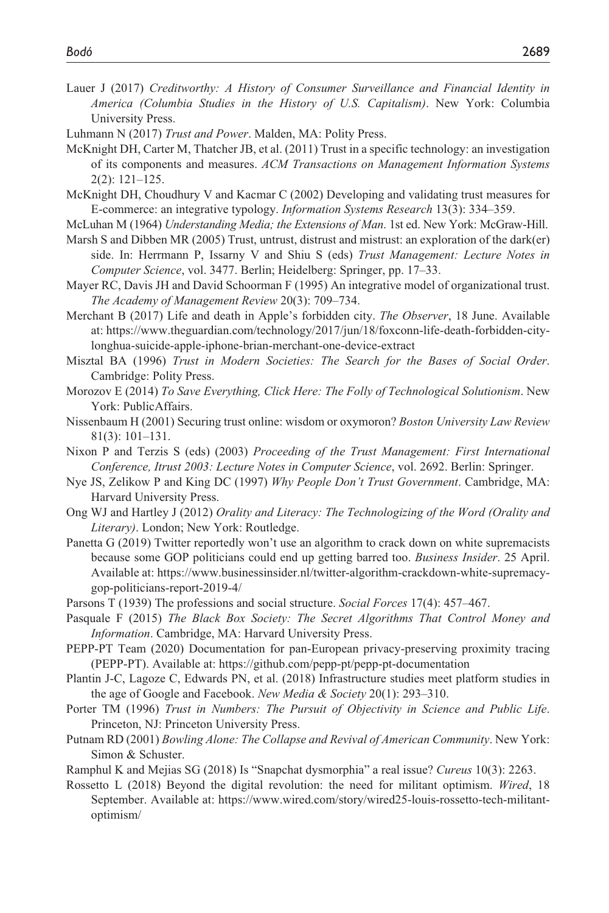Lauer J (2017) *Creditworthy: A History of Consumer Surveillance and Financial Identity in America (Columbia Studies in the History of U.S. Capitalism)*. New York: Columbia University Press.

Luhmann N (2017) *Trust and Power*. Malden, MA: Polity Press.

McKnight DH, Carter M, Thatcher JB, et al. (2011) Trust in a specific technology: an investigation of its components and measures. *ACM Transactions on Management Information Systems* 2(2): 121–125.

McKnight DH, Choudhury V and Kacmar C (2002) Developing and validating trust measures for E-commerce: an integrative typology. *Information Systems Research* 13(3): 334–359.

McLuhan M (1964) *Understanding Media; the Extensions of Man*. 1st ed. New York: McGraw-Hill.

Marsh S and Dibben MR (2005) Trust, untrust, distrust and mistrust: an exploration of the dark(er) side. In: Herrmann P, Issarny V and Shiu S (eds) *Trust Management: Lecture Notes in Computer Science*, vol. 3477. Berlin; Heidelberg: Springer, pp. 17–33.

Mayer RC, Davis JH and David Schoorman F (1995) An integrative model of organizational trust. *The Academy of Management Review* 20(3): 709–734.

Merchant B (2017) Life and death in Apple's forbidden city. *The Observer*, 18 June. Available at: https://www.theguardian.com/technology/2017/jun/18/foxconn-life-death-forbidden-city-longhua-suicide-apple-iphone-brian-merchant-one-device-extract

Misztal BA (1996) *Trust in Modern Societies: The Search for the Bases of Social Order*. Cambridge: Polity Press.

Morozov E (2014) *To Save Everything, Click Here: The Folly of Technological Solutionism*. New York: PublicAffairs.

Nissenbaum H (2001) Securing trust online: wisdom or oxymoron? *Boston University Law Review* 81(3): 101–131.

Nixon P and Terzis S (eds) (2003) *Proceeding of the Trust Management: First International Conference, Itrust 2003: Lecture Notes in Computer Science*, vol. 2692. Berlin: Springer.

Nye JS, Zelikow P and King DC (1997) *Why People Don't Trust Government*. Cambridge, MA: Harvard University Press.

Ong WJ and Hartley J (2012) *Orality and Literacy: The Technologizing of the Word (Orality and Literary)*. London; New York: Routledge.

Panetta G (2019) Twitter reportedly won't use an algorithm to crack down on white supremacists because some GOP politicians could end up getting barred too. *Business Insider*. 25 April. Available at: https://www.businessinsider.nl/twitter-algorithm-crackdown-white-supremacy-gop-politicians-report-2019-4/

Parsons T (1939) The professions and social structure. *Social Forces* 17(4): 457–467.

Pasquale F (2015) *The Black Box Society: The Secret Algorithms That Control Money and Information*. Cambridge, MA: Harvard University Press.

PEPP-PT Team (2020) Documentation for pan-European privacy-preserving proximity tracing (PEPP-PT). Available at: https://github.com/pepp-pt/pepp-pt-documentation

Plantin J-C, Lagoze C, Edwards PN, et al. (2018) Infrastructure studies meet platform studies in the age of Google and Facebook. *New Media & Society* 20(1): 293–310.

Porter TM (1996) *Trust in Numbers: The Pursuit of Objectivity in Science and Public Life*. Princeton, NJ: Princeton University Press.

Putnam RD (2001) *Bowling Alone: The Collapse and Revival of American Community*. New York: Simon & Schuster.

Ramphul K and Mejias SG (2018) Is "Snapchat dysmorphia" a real issue? *Cureus* 10(3): 2263.

Rossetto L (2018) Beyond the digital revolution: the need for militant optimism. *Wired*, 18 September. Available at: https://www.wired.com/story/wired25-louis-rossetto-tech-militant-optimism/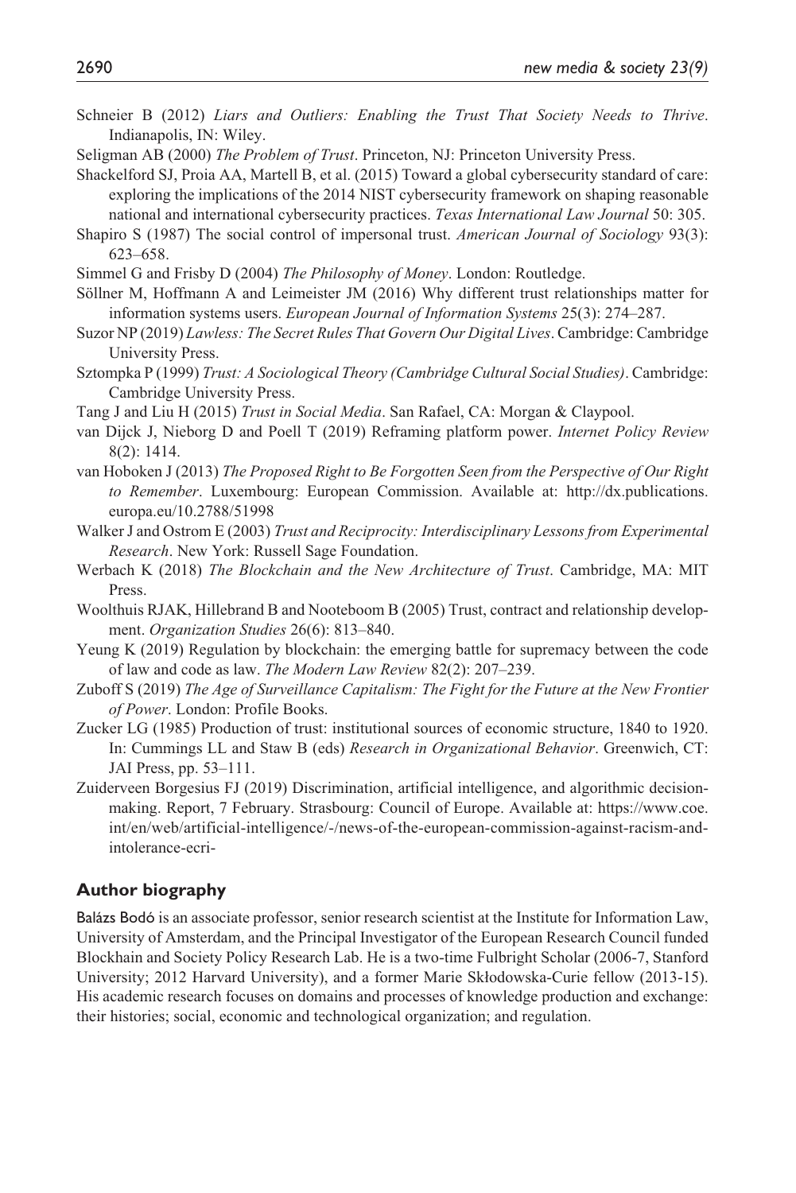Schneier B (2012) *Liars and Outliers: Enabling the Trust That Society Needs to Thrive*. Indianapolis, IN: Wiley.

Seligman AB (2000) *The Problem of Trust*. Princeton, NJ: Princeton University Press.

Shackelford SJ, Proia AA, Martell B, et al. (2015) Toward a global cybersecurity standard of care: exploring the implications of the 2014 NIST cybersecurity framework on shaping reasonable national and international cybersecurity practices. *Texas International Law Journal* 50: 305.

Shapiro S (1987) The social control of impersonal trust. *American Journal of Sociology* 93(3): 623–658.

Simmel G and Frisby D (2004) *The Philosophy of Money*. London: Routledge.

Söllner M, Hoffmann A and Leimeister JM (2016) Why different trust relationships matter for information systems users. *European Journal of Information Systems* 25(3): 274–287.

Suzor NP (2019) *Lawless: The Secret Rules That Govern Our Digital Lives*. Cambridge: Cambridge University Press.

Sztompka P (1999) *Trust: A Sociological Theory (Cambridge Cultural Social Studies)*. Cambridge: Cambridge University Press.

Tang J and Liu H (2015) *Trust in Social Media*. San Rafael, CA: Morgan & Claypool.

van Dijck J, Nieborg D and Poell T (2019) Reframing platform power. *Internet Policy Review* 8(2): 1414.

van Hoboken J (2013) *The Proposed Right to Be Forgotten Seen from the Perspective of Our Right to Remember*. Luxembourg: European Commission. Available at: http://dx.publications.europa.eu/10.2788/51998

Walker J and Ostrom E (2003) *Trust and Reciprocity: Interdisciplinary Lessons from Experimental Research*. New York: Russell Sage Foundation.

Werbach K (2018) *The Blockchain and the New Architecture of Trust*. Cambridge, MA: MIT Press.

Woolthuis RJAK, Hillebrand B and Nooteboom B (2005) Trust, contract and relationship development. *Organization Studies* 26(6): 813–840.

Yeung K (2019) Regulation by blockchain: the emerging battle for supremacy between the code of law and code as law. *The Modern Law Review* 82(2): 207–239.

Zuboff S (2019) *The Age of Surveillance Capitalism: The Fight for the Future at the New Frontier of Power*. London: Profile Books.

Zucker LG (1985) Production of trust: institutional sources of economic structure, 1840 to 1920. In: Cummings LL and Staw B (eds) *Research in Organizational Behavior*. Greenwich, CT: JAI Press, pp. 53–111.

Zuiderveen Borgesius FJ (2019) Discrimination, artificial intelligence, and algorithmic decision-making. Report, 7 February. Strasbourg: Council of Europe. Available at: https://www.coe.int/en/web/artificial-intelligence/-/news-of-the-european-commission-against-racism-and-intolerance-ecri-

## Author biography

Balázs Bodó is an associate professor, senior research scientist at the Institute for Information Law, University of Amsterdam, and the Principal Investigator of the European Research Council funded Blockhain and Society Policy Research Lab. He is a two-time Fulbright Scholar (2006-7, Stanford University; 2012 Harvard University), and a former Marie Skłodowska-Curie fellow (2013-15). His academic research focuses on domains and processes of knowledge production and exchange: their histories; social, economic and technological organization; and regulation.